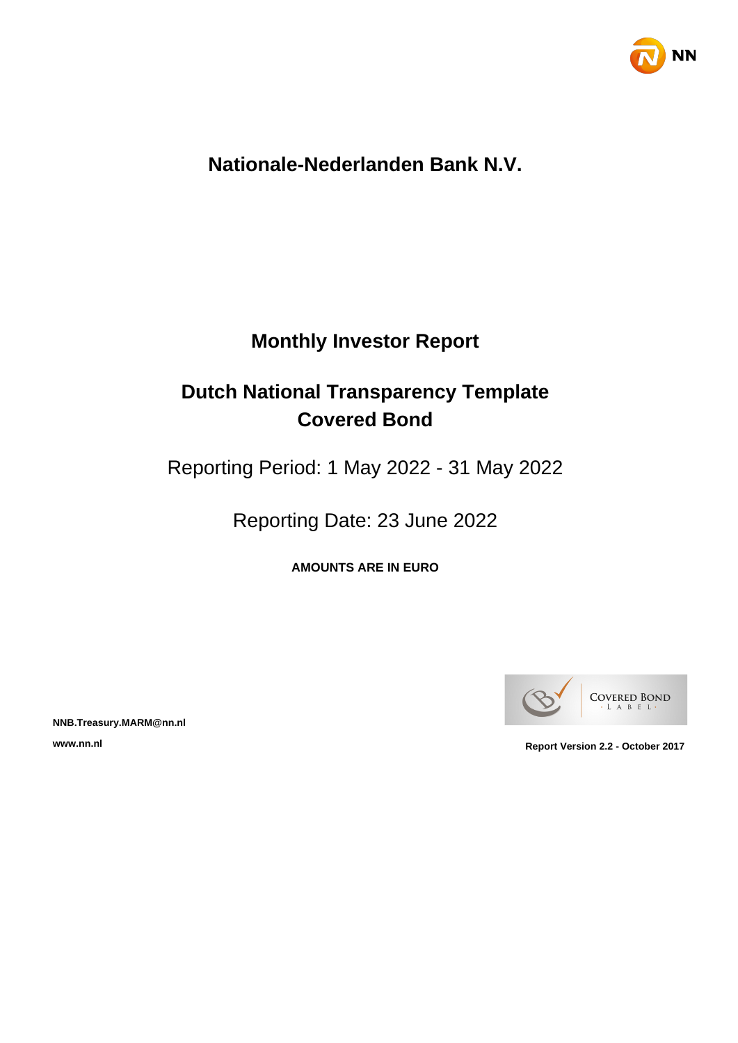# Nationale-Nederlanden Bank N.V.

## Monthly Investor Report

## Dutch National Transparency Template Covered Bond

Reporting Period: 1 May 2022 - 31 May 2022

Reporting Date: 23 June 2022

**AMOUNTS ARE IN EURO**

**NNB.Treasury.MARM@nn.nl**

**www.nn.nl**

**Report Version 2.2 - October 2017**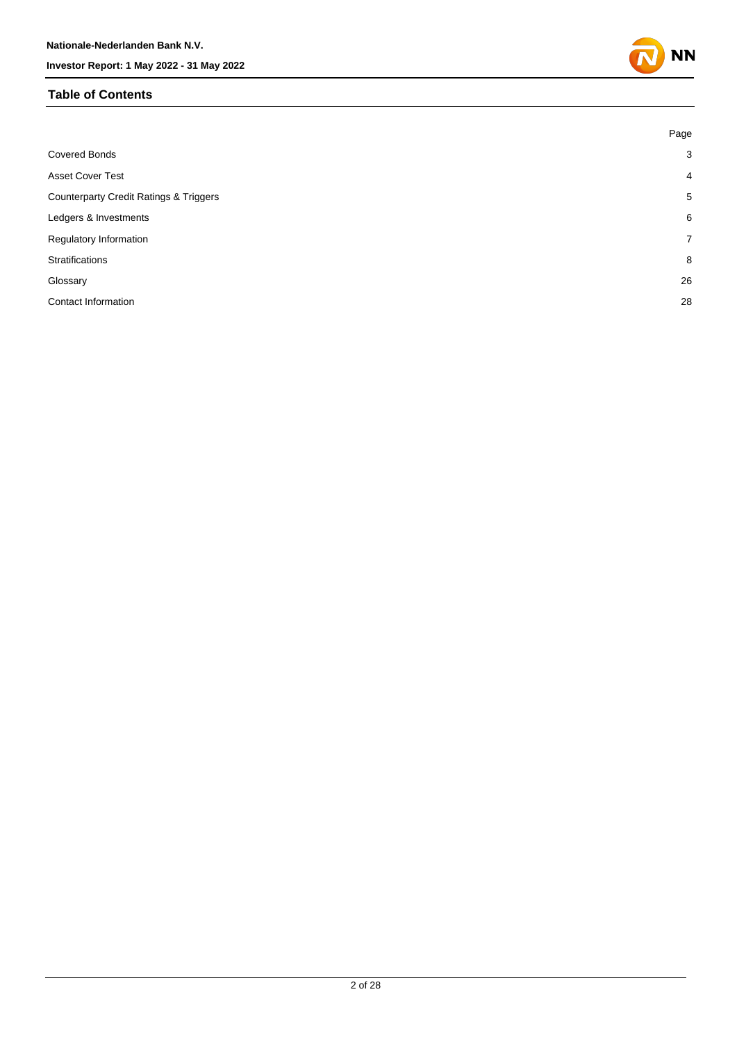## Table of Contents

| | Page |
|---|---|
| Covered Bonds | 3 |
| Asset Cover Test | 4 |
| Counterparty Credit Ratings & Triggers | 5 |
| Ledgers & Investments | 6 |
| Regulatory Information | 7 |
| Stratifications | 8 |
| Glossary | 26 |
| Contact Information | 28 |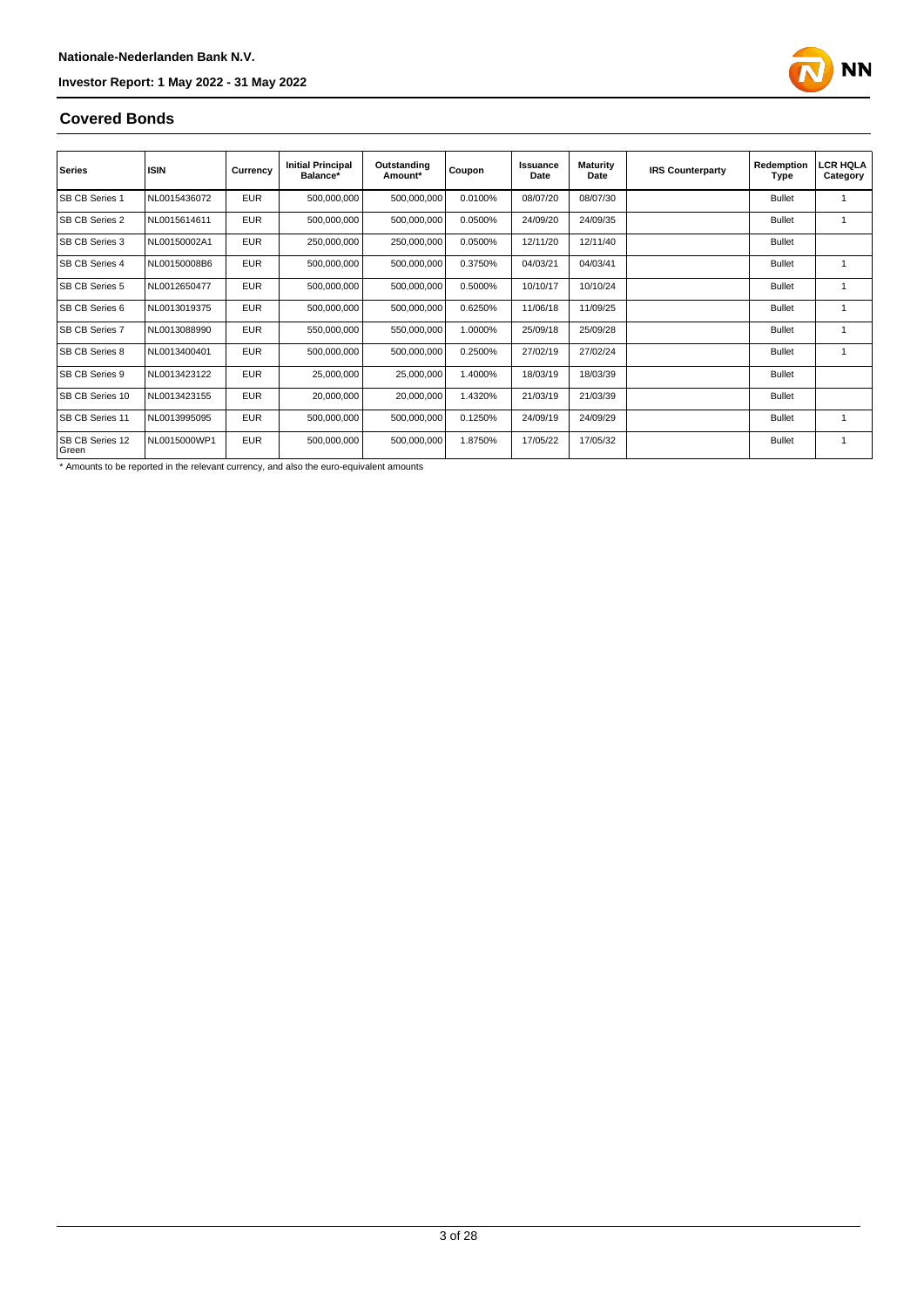## Covered Bonds

| Series | ISIN | Currency | Initial Principal Balance* | Outstanding Amount* | Coupon | Issuance Date | Maturity Date | IRS Counterparty | Redemption Type | LCR HQLA Category |
|---|---|---|---|---|---|---|---|---|---|---|
| SB CB Series 1 | NL0015436072 | EUR | 500,000,000 | 500,000,000 | 0.0100% | 08/07/20 | 08/07/30 | | Bullet | 1 |
| SB CB Series 2 | NL0015614611 | EUR | 500,000,000 | 500,000,000 | 0.0500% | 24/09/20 | 24/09/35 | | Bullet | 1 |
| SB CB Series 3 | NL00150002A1 | EUR | 250,000,000 | 250,000,000 | 0.0500% | 12/11/20 | 12/11/40 | | Bullet | |
| SB CB Series 4 | NL00150008B6 | EUR | 500,000,000 | 500,000,000 | 0.3750% | 04/03/21 | 04/03/41 | | Bullet | 1 |
| SB CB Series 5 | NL0012650477 | EUR | 500,000,000 | 500,000,000 | 0.5000% | 10/10/17 | 10/10/24 | | Bullet | 1 |
| SB CB Series 6 | NL0013019375 | EUR | 500,000,000 | 500,000,000 | 0.6250% | 11/06/18 | 11/09/25 | | Bullet | 1 |
| SB CB Series 7 | NL0013088990 | EUR | 550,000,000 | 550,000,000 | 1.0000% | 25/09/18 | 25/09/28 | | Bullet | 1 |
| SB CB Series 8 | NL0013400401 | EUR | 500,000,000 | 500,000,000 | 0.2500% | 27/02/19 | 27/02/24 | | Bullet | 1 |
| SB CB Series 9 | NL0013423122 | EUR | 25,000,000 | 25,000,000 | 1.4000% | 18/03/19 | 18/03/39 | | Bullet | |
| SB CB Series 10 | NL0013423155 | EUR | 20,000,000 | 20,000,000 | 1.4320% | 21/03/19 | 21/03/39 | | Bullet | |
| SB CB Series 11 | NL0013995095 | EUR | 500,000,000 | 500,000,000 | 0.1250% | 24/09/19 | 24/09/29 | | Bullet | 1 |
| SB CB Series 12 Green | NL0015000WP1 | EUR | 500,000,000 | 500,000,000 | 1.8750% | 17/05/22 | 17/05/32 | | Bullet | 1 |

* Amounts to be reported in the relevant currency, and also the euro-equivalent amounts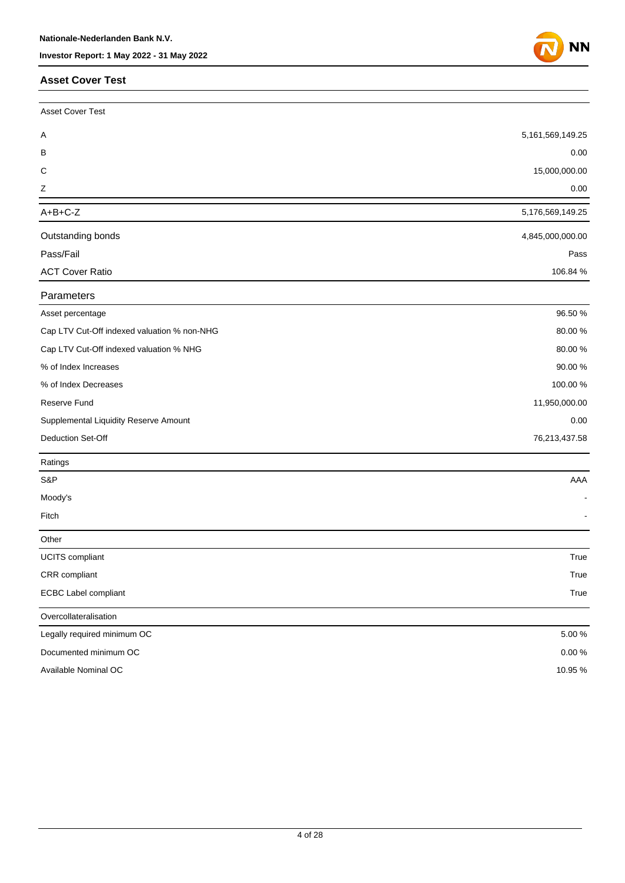## Asset Cover Test

| Asset Cover Test | |
|---|---|
| A | 5,161,569,149.25 |
| B | 0.00 |
| C | 15,000,000.00 |
| Z | 0.00 |
| A+B+C-Z | 5,176,569,149.25 |
| Outstanding bonds | 4,845,000,000.00 |
| Pass/Fail | Pass |
| ACT Cover Ratio | 106.84 % |

| Parameters | |
|---|---|
| Asset percentage | 96.50 % |
| Cap LTV Cut-Off indexed valuation % non-NHG | 80.00 % |
| Cap LTV Cut-Off indexed valuation % NHG | 80.00 % |
| % of Index Increases | 90.00 % |
| % of Index Decreases | 100.00 % |
| Reserve Fund | 11,950,000.00 |
| Supplemental Liquidity Reserve Amount | 0.00 |
| Deduction Set-Off | 76,213,437.58 |

| Ratings | |
|---|---|
| S&P | AAA |
| Moody's | - |
| Fitch | - |

| Other | |
|---|---|
| UCITS compliant | True |
| CRR compliant | True |
| ECBC Label compliant | True |

| Overcollateralisation | |
|---|---|
| Legally required minimum OC | 5.00 % |
| Documented minimum OC | 0.00 % |
| Available Nominal OC | 10.95 % |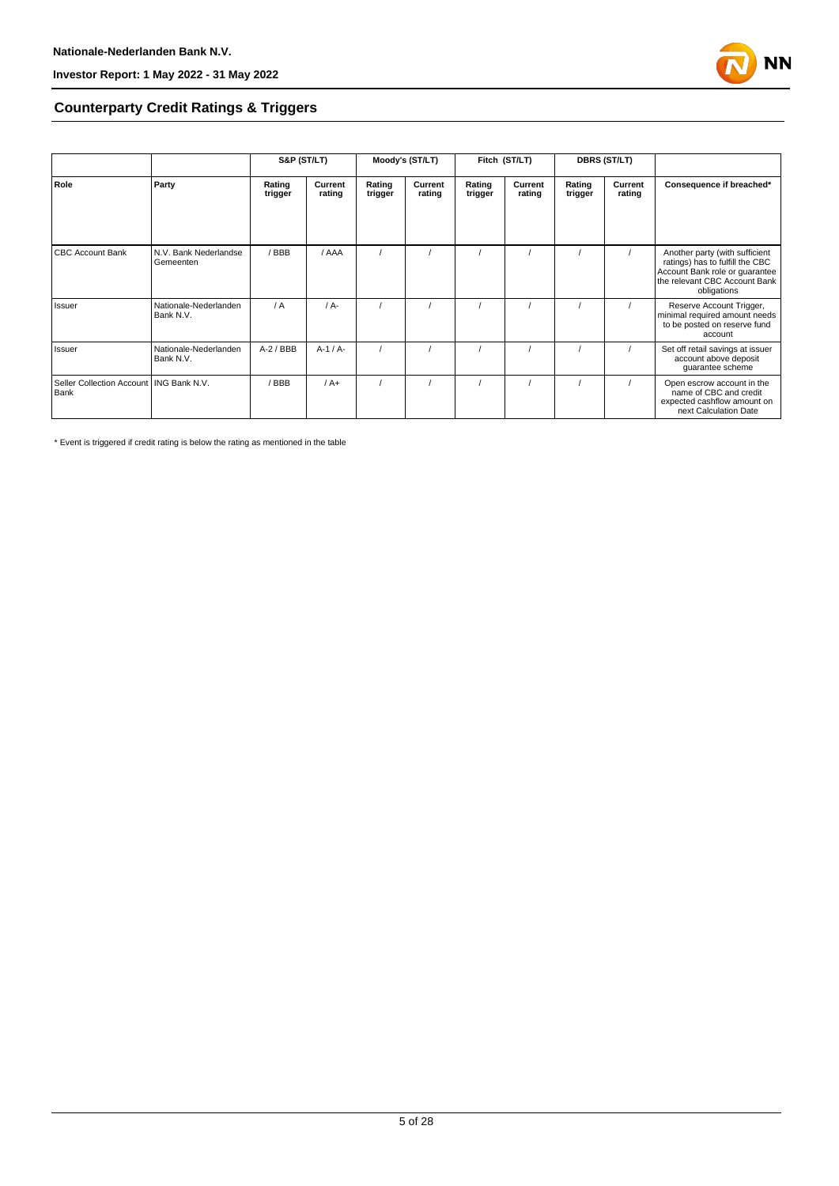## Counterparty Credit Ratings & Triggers

| | | S&P (ST/LT) | | Moody's (ST/LT) | | Fitch (ST/LT) | | DBRS (ST/LT) | | |
|---|---|---|---|---|---|---|---|---|---|---|
| **Role** | **Party** | **Rating trigger** | **Current rating** | **Rating trigger** | **Current rating** | **Rating trigger** | **Current rating** | **Rating trigger** | **Current rating** | **Consequence if breached*** |
| CBC Account Bank | N.V. Bank Nederlandse Gemeenten | / BBB | / AAA | / | / | / | / | / | / | Another party (with sufficient ratings) has to fulfill the CBC Account Bank role or guarantee the relevant CBC Account Bank obligations |
| Issuer | Nationale-Nederlanden Bank N.V. | / A | / A- | / | / | / | / | / | / | Reserve Account Trigger, minimal required amount needs to be posted on reserve fund account |
| Issuer | Nationale-Nederlanden Bank N.V. | A-2 / BBB | A-1 / A- | / | / | / | / | / | / | Set off retail savings at issuer account above deposit guarantee scheme |
| Seller Collection Account Bank | ING Bank N.V. | / BBB | / A+ | / | / | / | / | / | / | Open escrow account in the name of CBC and credit expected cashflow amount on next Calculation Date |

* Event is triggered if credit rating is below the rating as mentioned in the table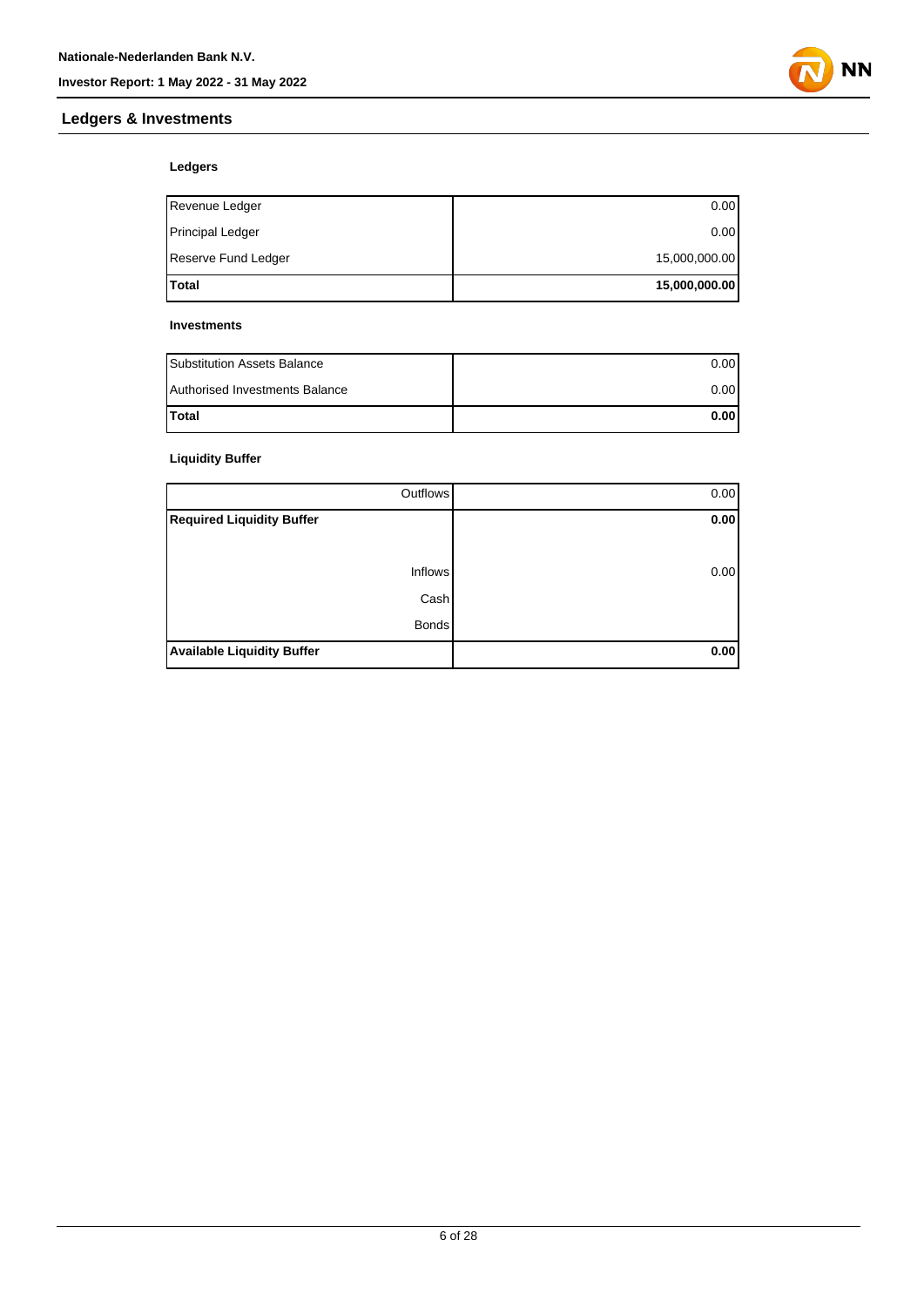## Ledgers & Investments

### Ledgers

| | |
|---|---:|
| Revenue Ledger | 0.00 |
| Principal Ledger | 0.00 |
| Reserve Fund Ledger | 15,000,000.00 |
| **Total** | **15,000,000.00** |

### Investments

| | |
|---|---:|
| Substitution Assets Balance | 0.00 |
| Authorised Investments Balance | 0.00 |
| **Total** | **0.00** |

### Liquidity Buffer

| | |
|---:|---:|
| Outflows | 0.00 |
| **Required Liquidity Buffer** | **0.00** |
| | |
| Inflows | 0.00 |
| Cash | |
| Bonds | |
| **Available Liquidity Buffer** | **0.00** |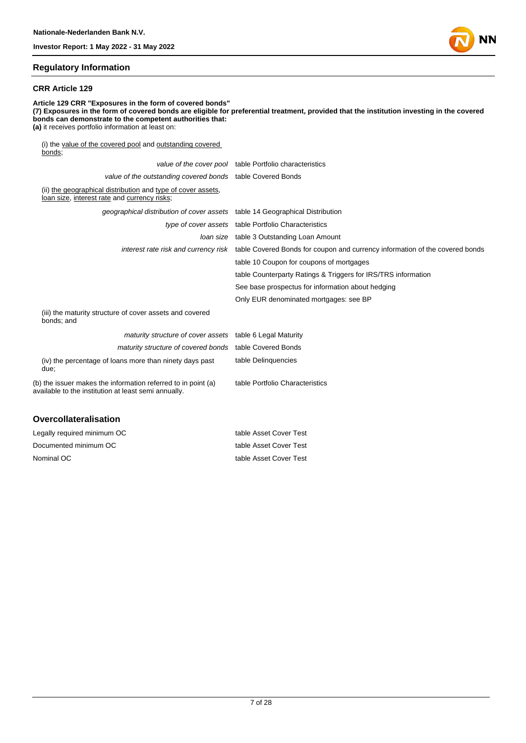## Regulatory Information

### CRR Article 129

**Article 129 CRR "Exposures in the form of covered bonds"**
**(7) Exposures in the form of covered bonds are eligible for preferential treatment, provided that the institution investing in the covered bonds can demonstrate to the competent authorities that:**
**(a)** it receives portfolio information at least on:

(i) the value of the covered pool and outstanding covered bonds;

| | |
|---|---|
| *value of the cover pool* | table Portfolio characteristics |
| *value of the outstanding covered bonds* | table Covered Bonds |

(ii) the geographical distribution and type of cover assets, loan size, interest rate and currency risks;

| | |
|---|---|
| *geographical distribution of cover assets* | table 14 Geographical Distribution |
| *type of cover assets* | table Portfolio Characteristics |
| *loan size* | table 3 Outstanding Loan Amount |
| *interest rate risk and currency risk* | table Covered Bonds for coupon and currency information of the covered bonds |
| | table 10 Coupon for coupons of mortgages |
| | table Counterparty Ratings & Triggers for IRS/TRS information |
| | See base prospectus for information about hedging |
| | Only EUR denominated mortgages: see BP |

(iii) the maturity structure of cover assets and covered bonds; and

| | |
|---|---|
| *maturity structure of cover assets* | table 6 Legal Maturity |
| *maturity structure of covered bonds* | table Covered Bonds |
| (iv) the percentage of loans more than ninety days past due; | table Delinquencies |
| (b) the issuer makes the information referred to in point (a) available to the institution at least semi annually. | table Portfolio Characteristics |

## Overcollateralisation

| | |
|---|---|
| Legally required minimum OC | table Asset Cover Test |
| Documented minimum OC | table Asset Cover Test |
| Nominal OC | table Asset Cover Test |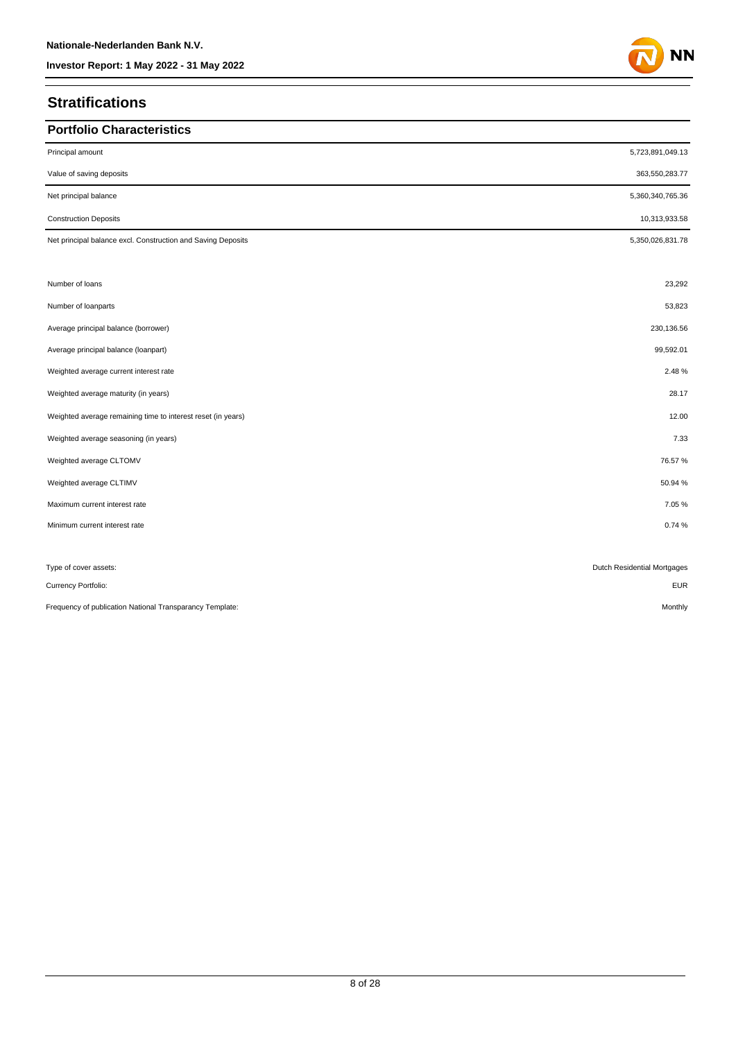# Stratifications

## Portfolio Characteristics

| | |
|---|---|
| Principal amount | 5,723,891,049.13 |
| Value of saving deposits | 363,550,283.77 |
| Net principal balance | 5,360,340,765.36 |
| Construction Deposits | 10,313,933.58 |
| Net principal balance excl. Construction and Saving Deposits | 5,350,026,831.78 |
| | |
| Number of loans | 23,292 |
| Number of loanparts | 53,823 |
| Average principal balance (borrower) | 230,136.56 |
| Average principal balance (loanpart) | 99,592.01 |
| Weighted average current interest rate | 2.48 % |
| Weighted average maturity (in years) | 28.17 |
| Weighted average remaining time to interest reset (in years) | 12.00 |
| Weighted average seasoning (in years) | 7.33 |
| Weighted average CLTOMV | 76.57 % |
| Weighted average CLTIMV | 50.94 % |
| Maximum current interest rate | 7.05 % |
| Minimum current interest rate | 0.74 % |

| | |
|---|---|
| Type of cover assets: | Dutch Residential Mortgages |
| Currency Portfolio: | EUR |
| Frequency of publication National Transparancy Template: | Monthly |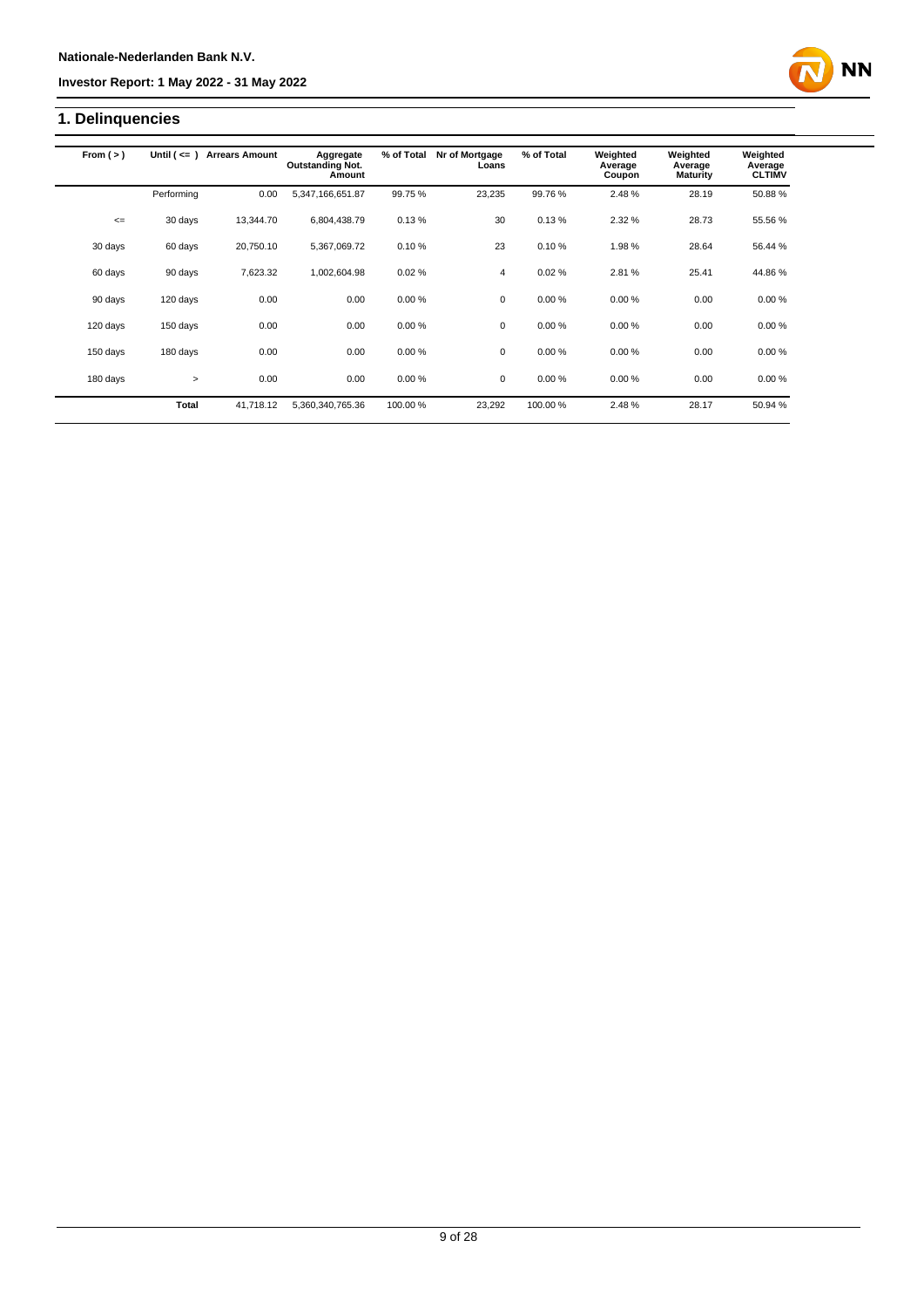## 1. Delinquencies

| From ( > ) | Until ( <= ) | Arrears Amount | Aggregate Outstanding Not. Amount | % of Total | Nr of Mortgage Loans | % of Total | Weighted Average Coupon | Weighted Average Maturity | Weighted Average CLTIMV |
|---|---|---|---|---|---|---|---|---|---|
| | Performing | 0.00 | 5,347,166,651.87 | 99.75 % | 23,235 | 99.76 % | 2.48 % | 28.19 | 50.88 % |
| <= | 30 days | 13,344.70 | 6,804,438.79 | 0.13 % | 30 | 0.13 % | 2.32 % | 28.73 | 55.56 % |
| 30 days | 60 days | 20,750.10 | 5,367,069.72 | 0.10 % | 23 | 0.10 % | 1.98 % | 28.64 | 56.44 % |
| 60 days | 90 days | 7,623.32 | 1,002,604.98 | 0.02 % | 4 | 0.02 % | 2.81 % | 25.41 | 44.86 % |
| 90 days | 120 days | 0.00 | 0.00 | 0.00 % | 0 | 0.00 % | 0.00 % | 0.00 | 0.00 % |
| 120 days | 150 days | 0.00 | 0.00 | 0.00 % | 0 | 0.00 % | 0.00 % | 0.00 | 0.00 % |
| 150 days | 180 days | 0.00 | 0.00 | 0.00 % | 0 | 0.00 % | 0.00 % | 0.00 | 0.00 % |
| 180 days | > | 0.00 | 0.00 | 0.00 % | 0 | 0.00 % | 0.00 % | 0.00 | 0.00 % |
| | **Total** | 41,718.12 | 5,360,340,765.36 | 100.00 % | 23,292 | 100.00 % | 2.48 % | 28.17 | 50.94 % |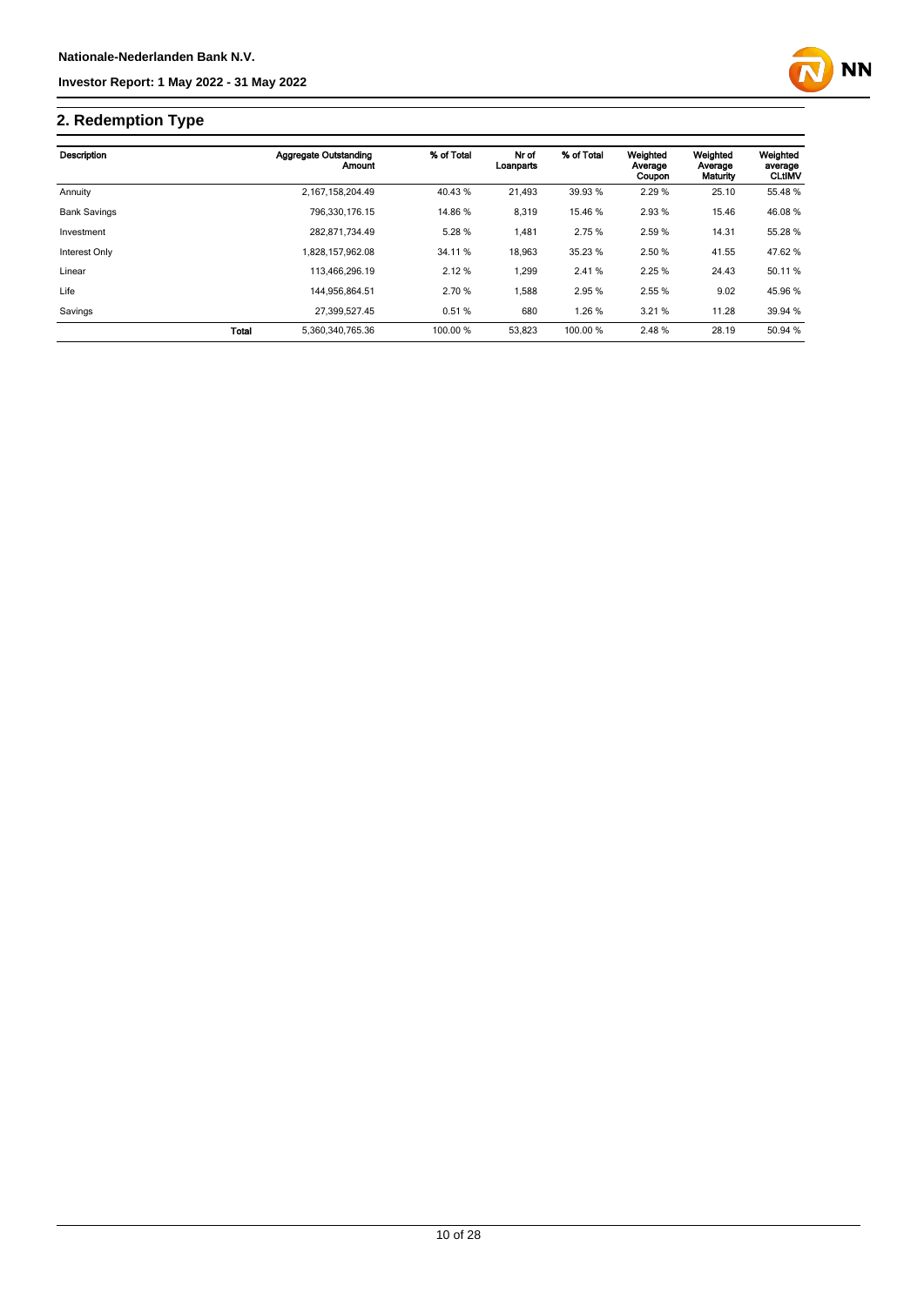## 2. Redemption Type

| Description | | Aggregate Outstanding Amount | % of Total | Nr of Loanparts | % of Total | Weighted Average Coupon | Weighted Average Maturity | Weighted average CLtIMV |
|---|---|---|---|---|---|---|---|---|
| Annuity | | 2,167,158,204.49 | 40.43 % | 21,493 | 39.93 % | 2.29 % | 25.10 | 55.48 % |
| Bank Savings | | 796,330,176.15 | 14.86 % | 8,319 | 15.46 % | 2.93 % | 15.46 | 46.08 % |
| Investment | | 282,871,734.49 | 5.28 % | 1,481 | 2.75 % | 2.59 % | 14.31 | 55.28 % |
| Interest Only | | 1,828,157,962.08 | 34.11 % | 18,963 | 35.23 % | 2.50 % | 41.55 | 47.62 % |
| Linear | | 113,466,296.19 | 2.12 % | 1,299 | 2.41 % | 2.25 % | 24.43 | 50.11 % |
| Life | | 144,956,864.51 | 2.70 % | 1,588 | 2.95 % | 2.55 % | 9.02 | 45.96 % |
| Savings | | 27,399,527.45 | 0.51 % | 680 | 1.26 % | 3.21 % | 11.28 | 39.94 % |
| | Total | 5,360,340,765.36 | 100.00 % | 53,823 | 100.00 % | 2.48 % | 28.19 | 50.94 % |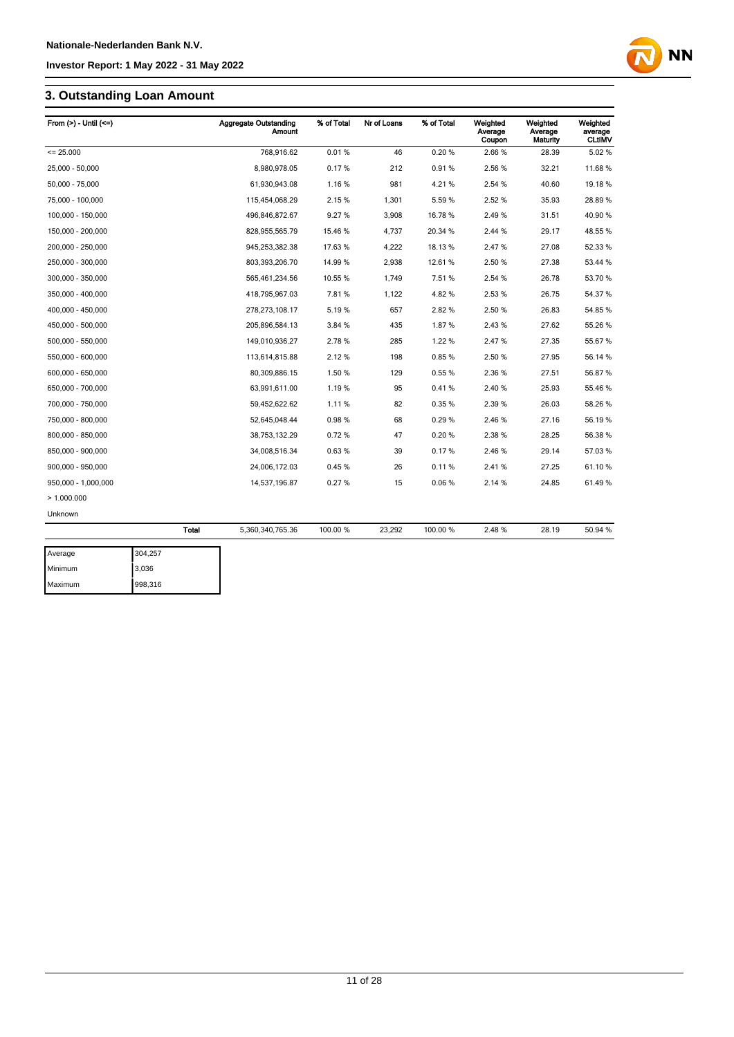## 3. Outstanding Loan Amount

| From (>) - Until (<=) | | Aggregate Outstanding Amount | % of Total | Nr of Loans | % of Total | Weighted Average Coupon | Weighted Average Maturity | Weighted average CLtIMV |
|---|---|---|---|---|---|---|---|---|
| <= 25.000 | | 768,916.62 | 0.01 % | 46 | 0.20 % | 2.66 % | 28.39 | 5.02 % |
| 25,000 - 50,000 | | 8,980,978.05 | 0.17 % | 212 | 0.91 % | 2.56 % | 32.21 | 11.68 % |
| 50,000 - 75,000 | | 61,930,943.08 | 1.16 % | 981 | 4.21 % | 2.54 % | 40.60 | 19.18 % |
| 75,000 - 100,000 | | 115,454,068.29 | 2.15 % | 1,301 | 5.59 % | 2.52 % | 35.93 | 28.89 % |
| 100,000 - 150,000 | | 496,846,872.67 | 9.27 % | 3,908 | 16.78 % | 2.49 % | 31.51 | 40.90 % |
| 150,000 - 200,000 | | 828,955,565.79 | 15.46 % | 4,737 | 20.34 % | 2.44 % | 29.17 | 48.55 % |
| 200,000 - 250,000 | | 945,253,382.38 | 17.63 % | 4,222 | 18.13 % | 2.47 % | 27.08 | 52.33 % |
| 250,000 - 300,000 | | 803,393,206.70 | 14.99 % | 2,938 | 12.61 % | 2.50 % | 27.38 | 53.44 % |
| 300,000 - 350,000 | | 565,461,234.56 | 10.55 % | 1,749 | 7.51 % | 2.54 % | 26.78 | 53.70 % |
| 350,000 - 400,000 | | 418,795,967.03 | 7.81 % | 1,122 | 4.82 % | 2.53 % | 26.75 | 54.37 % |
| 400,000 - 450,000 | | 278,273,108.17 | 5.19 % | 657 | 2.82 % | 2.50 % | 26.83 | 54.85 % |
| 450,000 - 500,000 | | 205,896,584.13 | 3.84 % | 435 | 1.87 % | 2.43 % | 27.62 | 55.26 % |
| 500,000 - 550,000 | | 149,010,936.27 | 2.78 % | 285 | 1.22 % | 2.47 % | 27.35 | 55.67 % |
| 550,000 - 600,000 | | 113,614,815.88 | 2.12 % | 198 | 0.85 % | 2.50 % | 27.95 | 56.14 % |
| 600,000 - 650,000 | | 80,309,886.15 | 1.50 % | 129 | 0.55 % | 2.36 % | 27.51 | 56.87 % |
| 650,000 - 700,000 | | 63,991,611.00 | 1.19 % | 95 | 0.41 % | 2.40 % | 25.93 | 55.46 % |
| 700,000 - 750,000 | | 59,452,622.62 | 1.11 % | 82 | 0.35 % | 2.39 % | 26.03 | 58.26 % |
| 750,000 - 800,000 | | 52,645,048.44 | 0.98 % | 68 | 0.29 % | 2.46 % | 27.16 | 56.19 % |
| 800,000 - 850,000 | | 38,753,132.29 | 0.72 % | 47 | 0.20 % | 2.38 % | 28.25 | 56.38 % |
| 850,000 - 900,000 | | 34,008,516.34 | 0.63 % | 39 | 0.17 % | 2.46 % | 29.14 | 57.03 % |
| 900,000 - 950,000 | | 24,006,172.03 | 0.45 % | 26 | 0.11 % | 2.41 % | 27.25 | 61.10 % |
| 950,000 - 1,000,000 | | 14,537,196.87 | 0.27 % | 15 | 0.06 % | 2.14 % | 24.85 | 61.49 % |
| > 1.000.000 | | | | | | | | |
| Unknown | | | | | | | | |
| | **Total** | 5,360,340,765.36 | 100.00 % | 23,292 | 100.00 % | 2.48 % | 28.19 | 50.94 % |

| | |
|---|---|
| Average | 304,257 |
| Minimum | 3,036 |
| Maximum | 998,316 |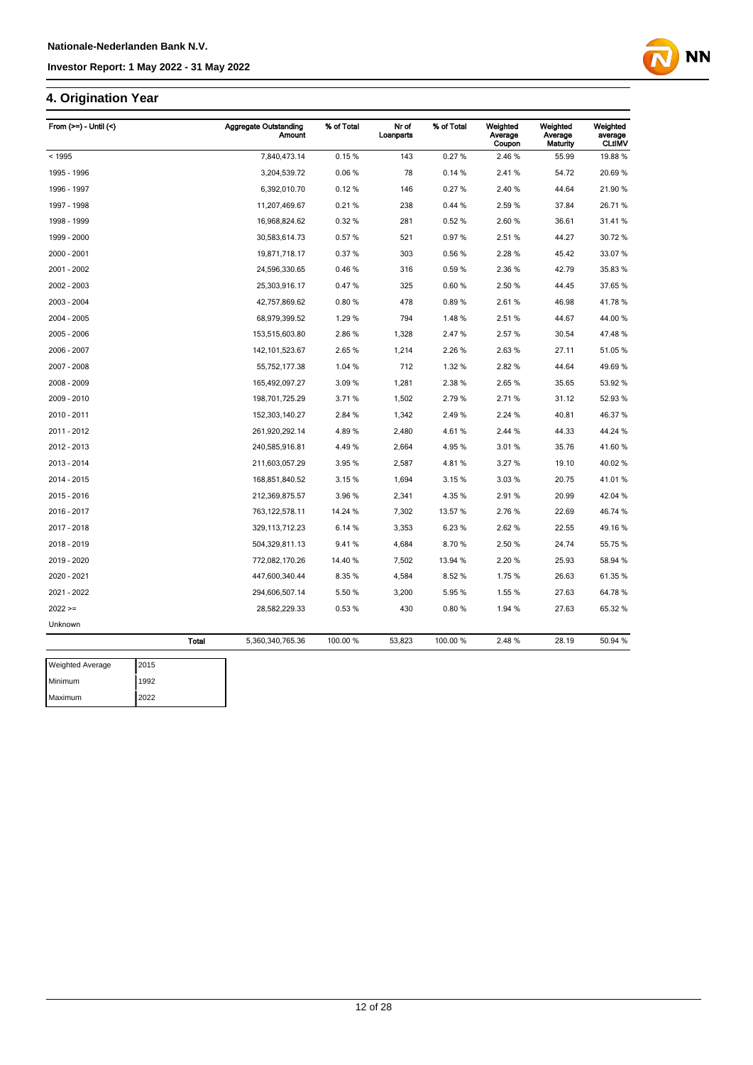## 4. Origination Year

| From (>=) - Until (<) | | Aggregate Outstanding Amount | % of Total | Nr of Loanparts | % of Total | Weighted Average Coupon | Weighted Average Maturity | Weighted average CLtIMV |
|---|---|---|---|---|---|---|---|---|
| < 1995 | | 7,840,473.14 | 0.15 % | 143 | 0.27 % | 2.46 % | 55.99 | 19.88 % |
| 1995 - 1996 | | 3,204,539.72 | 0.06 % | 78 | 0.14 % | 2.41 % | 54.72 | 20.69 % |
| 1996 - 1997 | | 6,392,010.70 | 0.12 % | 146 | 0.27 % | 2.40 % | 44.64 | 21.90 % |
| 1997 - 1998 | | 11,207,469.67 | 0.21 % | 238 | 0.44 % | 2.59 % | 37.84 | 26.71 % |
| 1998 - 1999 | | 16,968,824.62 | 0.32 % | 281 | 0.52 % | 2.60 % | 36.61 | 31.41 % |
| 1999 - 2000 | | 30,583,614.73 | 0.57 % | 521 | 0.97 % | 2.51 % | 44.27 | 30.72 % |
| 2000 - 2001 | | 19,871,718.17 | 0.37 % | 303 | 0.56 % | 2.28 % | 45.42 | 33.07 % |
| 2001 - 2002 | | 24,596,330.65 | 0.46 % | 316 | 0.59 % | 2.36 % | 42.79 | 35.83 % |
| 2002 - 2003 | | 25,303,916.17 | 0.47 % | 325 | 0.60 % | 2.50 % | 44.45 | 37.65 % |
| 2003 - 2004 | | 42,757,869.62 | 0.80 % | 478 | 0.89 % | 2.61 % | 46.98 | 41.78 % |
| 2004 - 2005 | | 68,979,399.52 | 1.29 % | 794 | 1.48 % | 2.51 % | 44.67 | 44.00 % |
| 2005 - 2006 | | 153,515,603.80 | 2.86 % | 1,328 | 2.47 % | 2.57 % | 30.54 | 47.48 % |
| 2006 - 2007 | | 142,101,523.67 | 2.65 % | 1,214 | 2.26 % | 2.63 % | 27.11 | 51.05 % |
| 2007 - 2008 | | 55,752,177.38 | 1.04 % | 712 | 1.32 % | 2.82 % | 44.64 | 49.69 % |
| 2008 - 2009 | | 165,492,097.27 | 3.09 % | 1,281 | 2.38 % | 2.65 % | 35.65 | 53.92 % |
| 2009 - 2010 | | 198,701,725.29 | 3.71 % | 1,502 | 2.79 % | 2.71 % | 31.12 | 52.93 % |
| 2010 - 2011 | | 152,303,140.27 | 2.84 % | 1,342 | 2.49 % | 2.24 % | 40.81 | 46.37 % |
| 2011 - 2012 | | 261,920,292.14 | 4.89 % | 2,480 | 4.61 % | 2.44 % | 44.33 | 44.24 % |
| 2012 - 2013 | | 240,585,916.81 | 4.49 % | 2,664 | 4.95 % | 3.01 % | 35.76 | 41.60 % |
| 2013 - 2014 | | 211,603,057.29 | 3.95 % | 2,587 | 4.81 % | 3.27 % | 19.10 | 40.02 % |
| 2014 - 2015 | | 168,851,840.52 | 3.15 % | 1,694 | 3.15 % | 3.03 % | 20.75 | 41.01 % |
| 2015 - 2016 | | 212,369,875.57 | 3.96 % | 2,341 | 4.35 % | 2.91 % | 20.99 | 42.04 % |
| 2016 - 2017 | | 763,122,578.11 | 14.24 % | 7,302 | 13.57 % | 2.76 % | 22.69 | 46.74 % |
| 2017 - 2018 | | 329,113,712.23 | 6.14 % | 3,353 | 6.23 % | 2.62 % | 22.55 | 49.16 % |
| 2018 - 2019 | | 504,329,811.13 | 9.41 % | 4,684 | 8.70 % | 2.50 % | 24.74 | 55.75 % |
| 2019 - 2020 | | 772,082,170.26 | 14.40 % | 7,502 | 13.94 % | 2.20 % | 25.93 | 58.94 % |
| 2020 - 2021 | | 447,600,340.44 | 8.35 % | 4,584 | 8.52 % | 1.75 % | 26.63 | 61.35 % |
| 2021 - 2022 | | 294,606,507.14 | 5.50 % | 3,200 | 5.95 % | 1.55 % | 27.63 | 64.78 % |
| 2022 >= | | 28,582,229.33 | 0.53 % | 430 | 0.80 % | 1.94 % | 27.63 | 65.32 % |
| Unknown | | | | | | | | |
| | Total | 5,360,340,765.36 | 100.00 % | 53,823 | 100.00 % | 2.48 % | 28.19 | 50.94 % |

| | |
|---|---|
| Weighted Average | 2015 |
| Minimum | 1992 |
| Maximum | 2022 |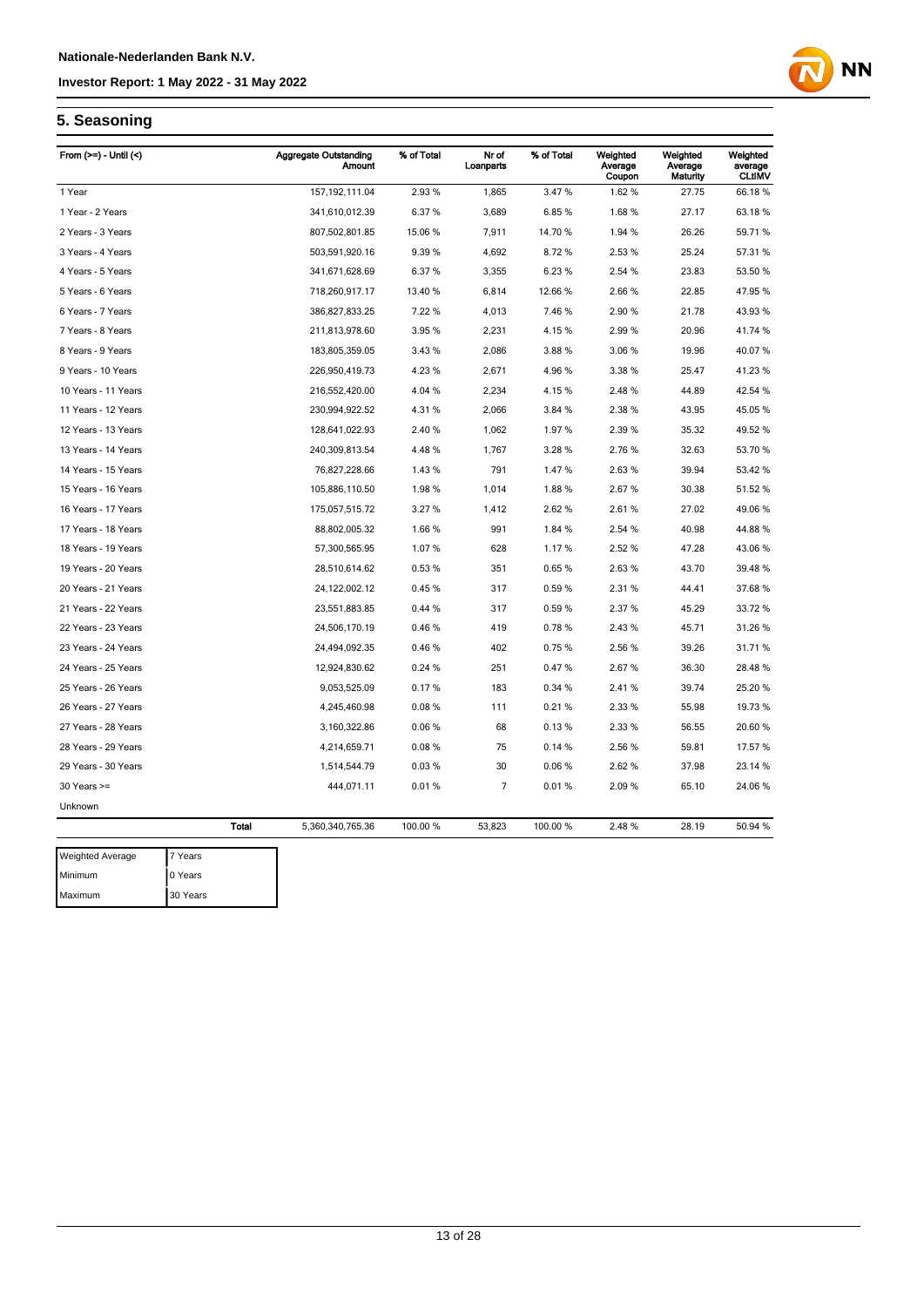## 5. Seasoning

| From (>=) - Until (<) | Aggregate Outstanding Amount | % of Total | Nr of Loanparts | % of Total | Weighted Average Coupon | Weighted Average Maturity | Weighted average CLtIMV |
|---|---|---|---|---|---|---|---|
| 1 Year | 157,192,111.04 | 2.93 % | 1,865 | 3.47 % | 1.62 % | 27.75 | 66.18 % |
| 1 Year - 2 Years | 341,610,012.39 | 6.37 % | 3,689 | 6.85 % | 1.68 % | 27.17 | 63.18 % |
| 2 Years - 3 Years | 807,502,801.85 | 15.06 % | 7,911 | 14.70 % | 1.94 % | 26.26 | 59.71 % |
| 3 Years - 4 Years | 503,591,920.16 | 9.39 % | 4,692 | 8.72 % | 2.53 % | 25.24 | 57.31 % |
| 4 Years - 5 Years | 341,671,628.69 | 6.37 % | 3,355 | 6.23 % | 2.54 % | 23.83 | 53.50 % |
| 5 Years - 6 Years | 718,260,917.17 | 13.40 % | 6,814 | 12.66 % | 2.66 % | 22.85 | 47.95 % |
| 6 Years - 7 Years | 386,827,833.25 | 7.22 % | 4,013 | 7.46 % | 2.90 % | 21.78 | 43.93 % |
| 7 Years - 8 Years | 211,813,978.60 | 3.95 % | 2,231 | 4.15 % | 2.99 % | 20.96 | 41.74 % |
| 8 Years - 9 Years | 183,805,359.05 | 3.43 % | 2,086 | 3.88 % | 3.06 % | 19.96 | 40.07 % |
| 9 Years - 10 Years | 226,950,419.73 | 4.23 % | 2,671 | 4.96 % | 3.38 % | 25.47 | 41.23 % |
| 10 Years - 11 Years | 216,552,420.00 | 4.04 % | 2,234 | 4.15 % | 2.48 % | 44.89 | 42.54 % |
| 11 Years - 12 Years | 230,994,922.52 | 4.31 % | 2,066 | 3.84 % | 2.38 % | 43.95 | 45.05 % |
| 12 Years - 13 Years | 128,641,022.93 | 2.40 % | 1,062 | 1.97 % | 2.39 % | 35.32 | 49.52 % |
| 13 Years - 14 Years | 240,309,813.54 | 4.48 % | 1,767 | 3.28 % | 2.76 % | 32.63 | 53.70 % |
| 14 Years - 15 Years | 76,827,228.66 | 1.43 % | 791 | 1.47 % | 2.63 % | 39.94 | 53.42 % |
| 15 Years - 16 Years | 105,886,110.50 | 1.98 % | 1,014 | 1.88 % | 2.67 % | 30.38 | 51.52 % |
| 16 Years - 17 Years | 175,057,515.72 | 3.27 % | 1,412 | 2.62 % | 2.61 % | 27.02 | 49.06 % |
| 17 Years - 18 Years | 88,802,005.32 | 1.66 % | 991 | 1.84 % | 2.54 % | 40.98 | 44.88 % |
| 18 Years - 19 Years | 57,300,565.95 | 1.07 % | 628 | 1.17 % | 2.52 % | 47.28 | 43.06 % |
| 19 Years - 20 Years | 28,510,614.62 | 0.53 % | 351 | 0.65 % | 2.63 % | 43.70 | 39.48 % |
| 20 Years - 21 Years | 24,122,002.12 | 0.45 % | 317 | 0.59 % | 2.31 % | 44.41 | 37.68 % |
| 21 Years - 22 Years | 23,551,883.85 | 0.44 % | 317 | 0.59 % | 2.37 % | 45.29 | 33.72 % |
| 22 Years - 23 Years | 24,506,170.19 | 0.46 % | 419 | 0.78 % | 2.43 % | 45.71 | 31.26 % |
| 23 Years - 24 Years | 24,494,092.35 | 0.46 % | 402 | 0.75 % | 2.56 % | 39.26 | 31.71 % |
| 24 Years - 25 Years | 12,924,830.62 | 0.24 % | 251 | 0.47 % | 2.67 % | 36.30 | 28.48 % |
| 25 Years - 26 Years | 9,053,525.09 | 0.17 % | 183 | 0.34 % | 2.41 % | 39.74 | 25.20 % |
| 26 Years - 27 Years | 4,245,460.98 | 0.08 % | 111 | 0.21 % | 2.33 % | 55.98 | 19.73 % |
| 27 Years - 28 Years | 3,160,322.86 | 0.06 % | 68 | 0.13 % | 2.33 % | 56.55 | 20.60 % |
| 28 Years - 29 Years | 4,214,659.71 | 0.08 % | 75 | 0.14 % | 2.56 % | 59.81 | 17.57 % |
| 29 Years - 30 Years | 1,514,544.79 | 0.03 % | 30 | 0.06 % | 2.62 % | 37.98 | 23.14 % |
| 30 Years >= | 444,071.11 | 0.01 % | 7 | 0.01 % | 2.09 % | 65.10 | 24.06 % |
| Unknown | | | | | | | |
| **Total** | 5,360,340,765.36 | 100.00 % | 53,823 | 100.00 % | 2.48 % | 28.19 | 50.94 % |

| | |
|---|---|
| Weighted Average | 7 Years |
| Minimum | 0 Years |
| Maximum | 30 Years |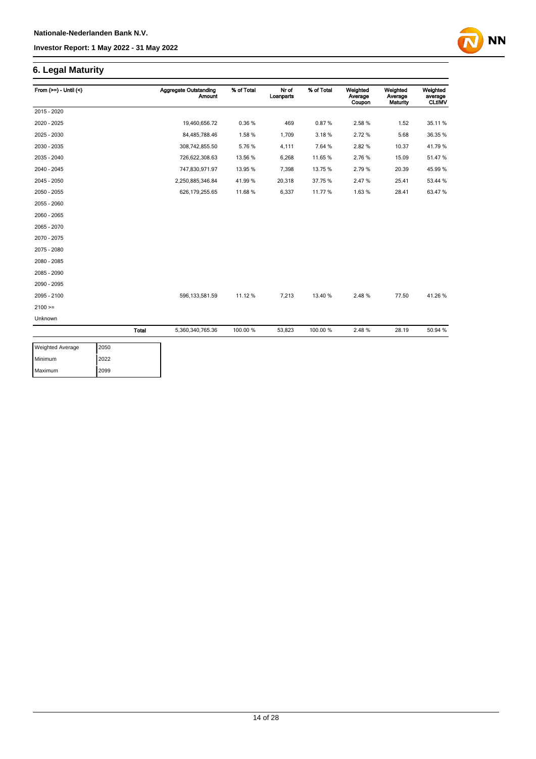## 6. Legal Maturity

| From (>=) - Until (<) | | Aggregate Outstanding Amount | % of Total | Nr of Loanparts | % of Total | Weighted Average Coupon | Weighted Average Maturity | Weighted average CLtIMV |
|---|---|---|---|---|---|---|---|---|
| 2015 - 2020 | | | | | | | | |
| 2020 - 2025 | | 19,460,656.72 | 0.36 % | 469 | 0.87 % | 2.58 % | 1.52 | 35.11 % |
| 2025 - 2030 | | 84,485,788.46 | 1.58 % | 1,709 | 3.18 % | 2.72 % | 5.68 | 36.35 % |
| 2030 - 2035 | | 308,742,855.50 | 5.76 % | 4,111 | 7.64 % | 2.82 % | 10.37 | 41.79 % |
| 2035 - 2040 | | 726,622,308.63 | 13.56 % | 6,268 | 11.65 % | 2.76 % | 15.09 | 51.47 % |
| 2040 - 2045 | | 747,830,971.97 | 13.95 % | 7,398 | 13.75 % | 2.79 % | 20.39 | 45.99 % |
| 2045 - 2050 | | 2,250,885,346.84 | 41.99 % | 20,318 | 37.75 % | 2.47 % | 25.41 | 53.44 % |
| 2050 - 2055 | | 626,179,255.65 | 11.68 % | 6,337 | 11.77 % | 1.63 % | 28.41 | 63.47 % |
| 2055 - 2060 | | | | | | | | |
| 2060 - 2065 | | | | | | | | |
| 2065 - 2070 | | | | | | | | |
| 2070 - 2075 | | | | | | | | |
| 2075 - 2080 | | | | | | | | |
| 2080 - 2085 | | | | | | | | |
| 2085 - 2090 | | | | | | | | |
| 2090 - 2095 | | | | | | | | |
| 2095 - 2100 | | 596,133,581.59 | 11.12 % | 7,213 | 13.40 % | 2.48 % | 77.50 | 41.26 % |
| 2100 >= | | | | | | | | |
| Unknown | | | | | | | | |
| | Total | 5,360,340,765.36 | 100.00 % | 53,823 | 100.00 % | 2.48 % | 28.19 | 50.94 % |

| | |
|---|---|
| Weighted Average | 2050 |
| Minimum | 2022 |
| Maximum | 2099 |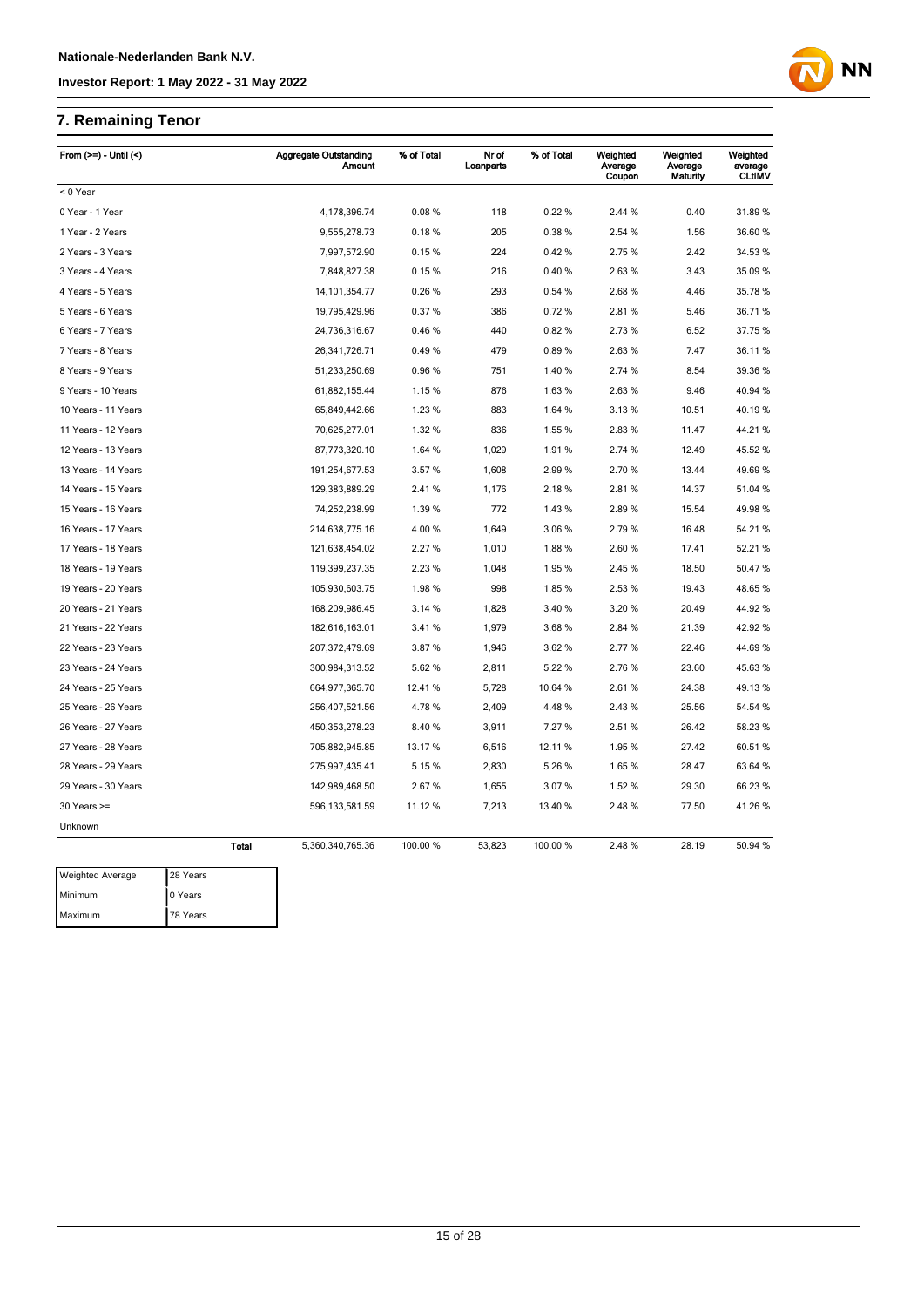## 7. Remaining Tenor

| From (>=) - Until (<) | Aggregate Outstanding Amount | % of Total | Nr of Loanparts | % of Total | Weighted Average Coupon | Weighted Average Maturity | Weighted average CLtIMV |
|---|---|---|---|---|---|---|---|
| < 0 Year | | | | | | | |
| 0 Year - 1 Year | 4,178,396.74 | 0.08 % | 118 | 0.22 % | 2.44 % | 0.40 | 31.89 % |
| 1 Year - 2 Years | 9,555,278.73 | 0.18 % | 205 | 0.38 % | 2.54 % | 1.56 | 36.60 % |
| 2 Years - 3 Years | 7,997,572.90 | 0.15 % | 224 | 0.42 % | 2.75 % | 2.42 | 34.53 % |
| 3 Years - 4 Years | 7,848,827.38 | 0.15 % | 216 | 0.40 % | 2.63 % | 3.43 | 35.09 % |
| 4 Years - 5 Years | 14,101,354.77 | 0.26 % | 293 | 0.54 % | 2.68 % | 4.46 | 35.78 % |
| 5 Years - 6 Years | 19,795,429.96 | 0.37 % | 386 | 0.72 % | 2.81 % | 5.46 | 36.71 % |
| 6 Years - 7 Years | 24,736,316.67 | 0.46 % | 440 | 0.82 % | 2.73 % | 6.52 | 37.75 % |
| 7 Years - 8 Years | 26,341,726.71 | 0.49 % | 479 | 0.89 % | 2.63 % | 7.47 | 36.11 % |
| 8 Years - 9 Years | 51,233,250.69 | 0.96 % | 751 | 1.40 % | 2.74 % | 8.54 | 39.36 % |
| 9 Years - 10 Years | 61,882,155.44 | 1.15 % | 876 | 1.63 % | 2.63 % | 9.46 | 40.94 % |
| 10 Years - 11 Years | 65,849,442.66 | 1.23 % | 883 | 1.64 % | 3.13 % | 10.51 | 40.19 % |
| 11 Years - 12 Years | 70,625,277.01 | 1.32 % | 836 | 1.55 % | 2.83 % | 11.47 | 44.21 % |
| 12 Years - 13 Years | 87,773,320.10 | 1.64 % | 1,029 | 1.91 % | 2.74 % | 12.49 | 45.52 % |
| 13 Years - 14 Years | 191,254,677.53 | 3.57 % | 1,608 | 2.99 % | 2.70 % | 13.44 | 49.69 % |
| 14 Years - 15 Years | 129,383,889.29 | 2.41 % | 1,176 | 2.18 % | 2.81 % | 14.37 | 51.04 % |
| 15 Years - 16 Years | 74,252,238.99 | 1.39 % | 772 | 1.43 % | 2.89 % | 15.54 | 49.98 % |
| 16 Years - 17 Years | 214,638,775.16 | 4.00 % | 1,649 | 3.06 % | 2.79 % | 16.48 | 54.21 % |
| 17 Years - 18 Years | 121,638,454.02 | 2.27 % | 1,010 | 1.88 % | 2.60 % | 17.41 | 52.21 % |
| 18 Years - 19 Years | 119,399,237.35 | 2.23 % | 1,048 | 1.95 % | 2.45 % | 18.50 | 50.47 % |
| 19 Years - 20 Years | 105,930,603.75 | 1.98 % | 998 | 1.85 % | 2.53 % | 19.43 | 48.65 % |
| 20 Years - 21 Years | 168,209,986.45 | 3.14 % | 1,828 | 3.40 % | 3.20 % | 20.49 | 44.92 % |
| 21 Years - 22 Years | 182,616,163.01 | 3.41 % | 1,979 | 3.68 % | 2.84 % | 21.39 | 42.92 % |
| 22 Years - 23 Years | 207,372,479.69 | 3.87 % | 1,946 | 3.62 % | 2.77 % | 22.46 | 44.69 % |
| 23 Years - 24 Years | 300,984,313.52 | 5.62 % | 2,811 | 5.22 % | 2.76 % | 23.60 | 45.63 % |
| 24 Years - 25 Years | 664,977,365.70 | 12.41 % | 5,728 | 10.64 % | 2.61 % | 24.38 | 49.13 % |
| 25 Years - 26 Years | 256,407,521.56 | 4.78 % | 2,409 | 4.48 % | 2.43 % | 25.56 | 54.54 % |
| 26 Years - 27 Years | 450,353,278.23 | 8.40 % | 3,911 | 7.27 % | 2.51 % | 26.42 | 58.23 % |
| 27 Years - 28 Years | 705,882,945.85 | 13.17 % | 6,516 | 12.11 % | 1.95 % | 27.42 | 60.51 % |
| 28 Years - 29 Years | 275,997,435.41 | 5.15 % | 2,830 | 5.26 % | 1.65 % | 28.47 | 63.64 % |
| 29 Years - 30 Years | 142,989,468.50 | 2.67 % | 1,655 | 3.07 % | 1.52 % | 29.30 | 66.23 % |
| 30 Years >= | 596,133,581.59 | 11.12 % | 7,213 | 13.40 % | 2.48 % | 77.50 | 41.26 % |
| Unknown | | | | | | | |
| **Total** | 5,360,340,765.36 | 100.00 % | 53,823 | 100.00 % | 2.48 % | 28.19 | 50.94 % |

| | |
|---|---|
| Weighted Average | 28 Years |
| Minimum | 0 Years |
| Maximum | 78 Years |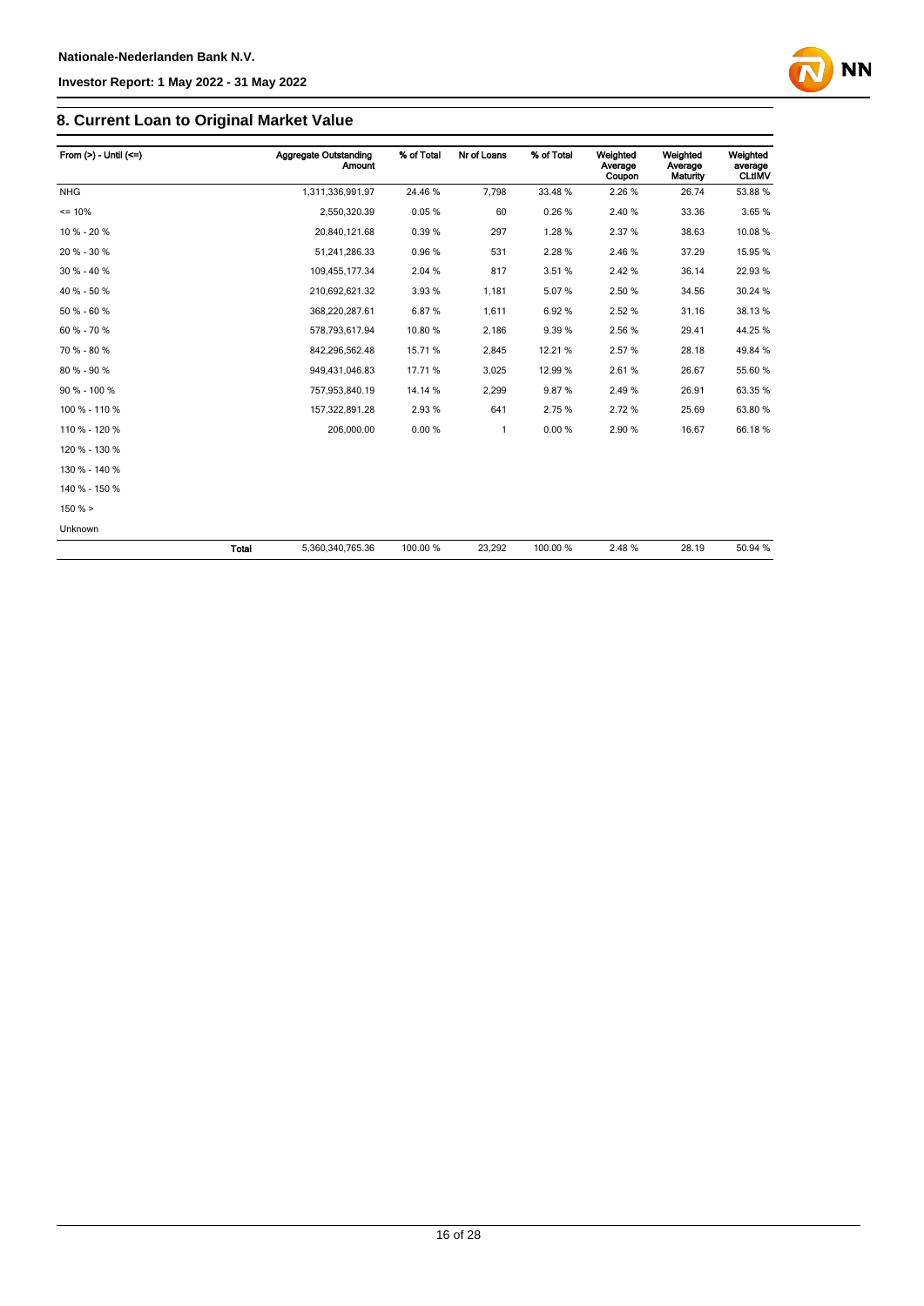## 8. Current Loan to Original Market Value

| From (>) - Until (<=) | | Aggregate Outstanding Amount | % of Total | Nr of Loans | % of Total | Weighted Average Coupon | Weighted Average Maturity | Weighted average CLtIMV |
|---|---|---|---|---|---|---|---|---|
| NHG | | 1,311,336,991.97 | 24.46 % | 7,798 | 33.48 % | 2.26 % | 26.74 | 53.88 % |
| <= 10% | | 2,550,320.39 | 0.05 % | 60 | 0.26 % | 2.40 % | 33.36 | 3.65 % |
| 10 % - 20 % | | 20,840,121.68 | 0.39 % | 297 | 1.28 % | 2.37 % | 38.63 | 10.08 % |
| 20 % - 30 % | | 51,241,286.33 | 0.96 % | 531 | 2.28 % | 2.46 % | 37.29 | 15.95 % |
| 30 % - 40 % | | 109,455,177.34 | 2.04 % | 817 | 3.51 % | 2.42 % | 36.14 | 22.93 % |
| 40 % - 50 % | | 210,692,621.32 | 3.93 % | 1,181 | 5.07 % | 2.50 % | 34.56 | 30.24 % |
| 50 % - 60 % | | 368,220,287.61 | 6.87 % | 1,611 | 6.92 % | 2.52 % | 31.16 | 38.13 % |
| 60 % - 70 % | | 578,793,617.94 | 10.80 % | 2,186 | 9.39 % | 2.56 % | 29.41 | 44.25 % |
| 70 % - 80 % | | 842,296,562.48 | 15.71 % | 2,845 | 12.21 % | 2.57 % | 28.18 | 49.84 % |
| 80 % - 90 % | | 949,431,046.83 | 17.71 % | 3,025 | 12.99 % | 2.61 % | 26.67 | 55.60 % |
| 90 % - 100 % | | 757,953,840.19 | 14.14 % | 2,299 | 9.87 % | 2.49 % | 26.91 | 63.35 % |
| 100 % - 110 % | | 157,322,891.28 | 2.93 % | 641 | 2.75 % | 2.72 % | 25.69 | 63.80 % |
| 110 % - 120 % | | 206,000.00 | 0.00 % | 1 | 0.00 % | 2.90 % | 16.67 | 66.18 % |
| 120 % - 130 % | | | | | | | | |
| 130 % - 140 % | | | | | | | | |
| 140 % - 150 % | | | | | | | | |
| 150 % > | | | | | | | | |
| Unknown | | | | | | | | |
| | **Total** | 5,360,340,765.36 | 100.00 % | 23,292 | 100.00 % | 2.48 % | 28.19 | 50.94 % |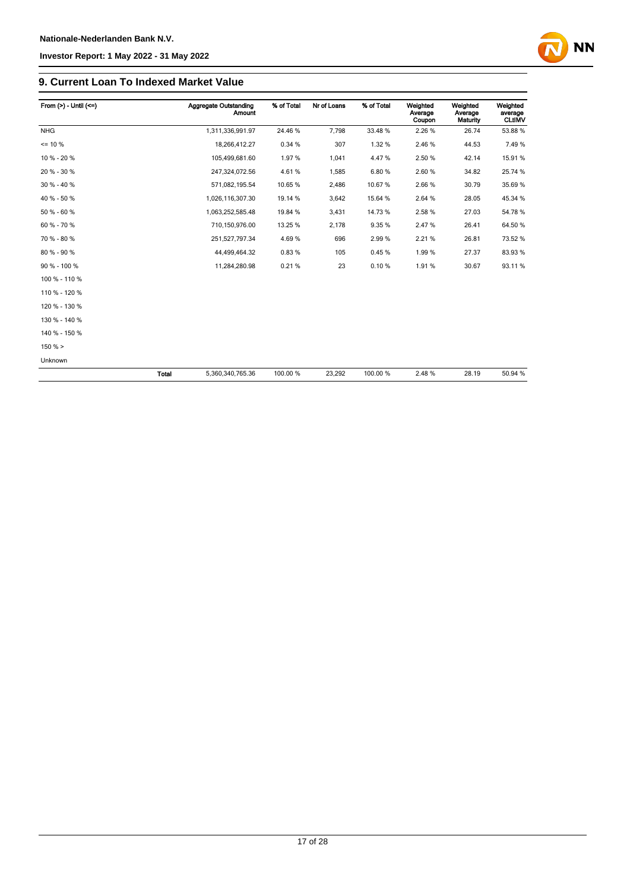## 9. Current Loan To Indexed Market Value

| From (>) - Until (<=) | | Aggregate Outstanding Amount | % of Total | Nr of Loans | % of Total | Weighted Average Coupon | Weighted Average Maturity | Weighted average CLtIMV |
|---|---|---|---|---|---|---|---|---|
| NHG | | 1,311,336,991.97 | 24.46 % | 7,798 | 33.48 % | 2.26 % | 26.74 | 53.88 % |
| <= 10 % | | 18,266,412.27 | 0.34 % | 307 | 1.32 % | 2.46 % | 44.53 | 7.49 % |
| 10 % - 20 % | | 105,499,681.60 | 1.97 % | 1,041 | 4.47 % | 2.50 % | 42.14 | 15.91 % |
| 20 % - 30 % | | 247,324,072.56 | 4.61 % | 1,585 | 6.80 % | 2.60 % | 34.82 | 25.74 % |
| 30 % - 40 % | | 571,082,195.54 | 10.65 % | 2,486 | 10.67 % | 2.66 % | 30.79 | 35.69 % |
| 40 % - 50 % | | 1,026,116,307.30 | 19.14 % | 3,642 | 15.64 % | 2.64 % | 28.05 | 45.34 % |
| 50 % - 60 % | | 1,063,252,585.48 | 19.84 % | 3,431 | 14.73 % | 2.58 % | 27.03 | 54.78 % |
| 60 % - 70 % | | 710,150,976.00 | 13.25 % | 2,178 | 9.35 % | 2.47 % | 26.41 | 64.50 % |
| 70 % - 80 % | | 251,527,797.34 | 4.69 % | 696 | 2.99 % | 2.21 % | 26.81 | 73.52 % |
| 80 % - 90 % | | 44,499,464.32 | 0.83 % | 105 | 0.45 % | 1.99 % | 27.37 | 83.93 % |
| 90 % - 100 % | | 11,284,280.98 | 0.21 % | 23 | 0.10 % | 1.91 % | 30.67 | 93.11 % |
| 100 % - 110 % | | | | | | | | |
| 110 % - 120 % | | | | | | | | |
| 120 % - 130 % | | | | | | | | |
| 130 % - 140 % | | | | | | | | |
| 140 % - 150 % | | | | | | | | |
| 150 % > | | | | | | | | |
| Unknown | | | | | | | | |
| | **Total** | 5,360,340,765.36 | 100.00 % | 23,292 | 100.00 % | 2.48 % | 28.19 | 50.94 % |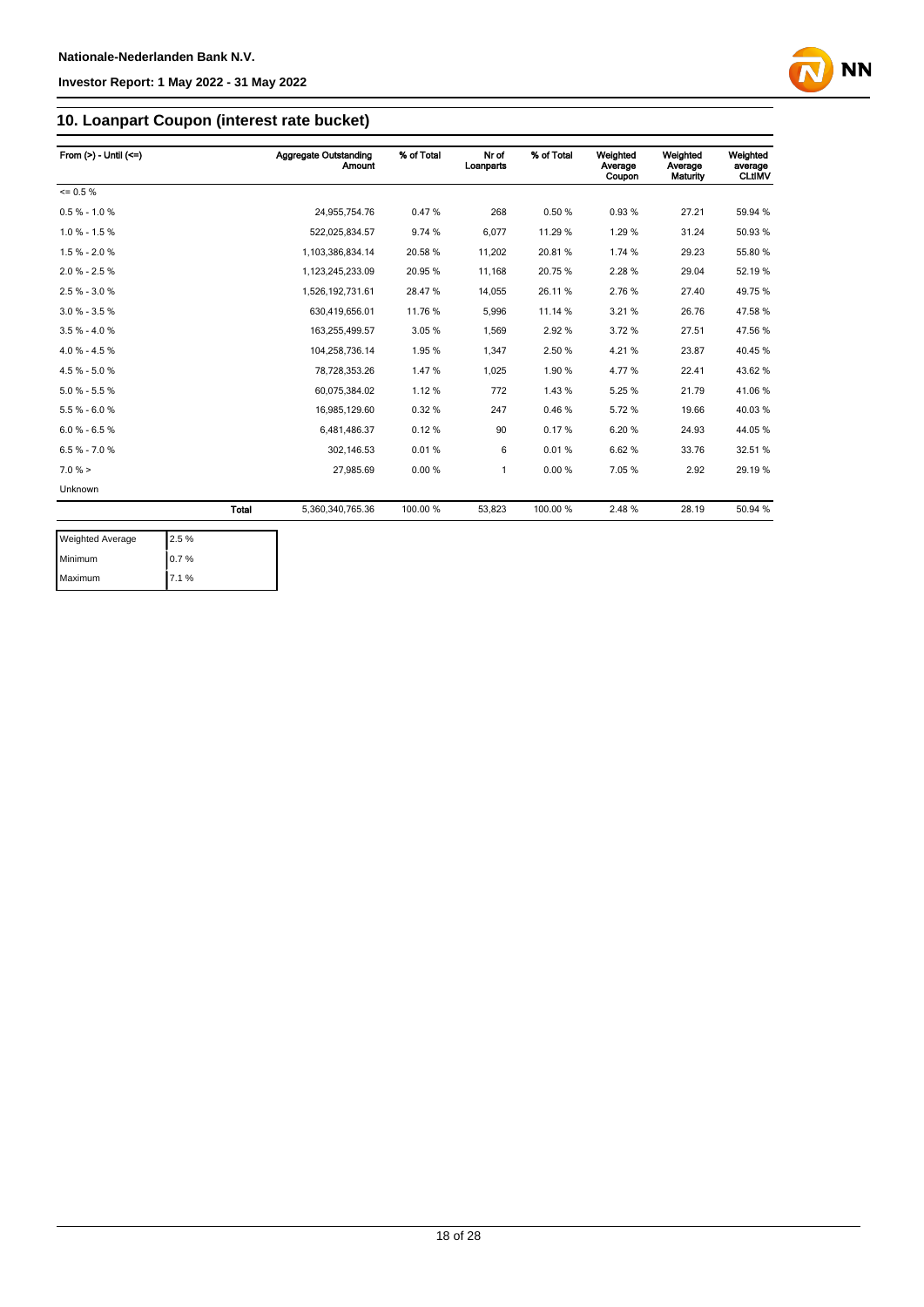## 10. Loanpart Coupon (interest rate bucket)

| From (>) - Until (<=) | | Aggregate Outstanding Amount | % of Total | Nr of Loanparts | % of Total | Weighted Average Coupon | Weighted Average Maturity | Weighted average CLtIMV |
|---|---|---|---|---|---|---|---|---|
| <= 0.5 % | | | | | | | | |
| 0.5 % - 1.0 % | | 24,955,754.76 | 0.47 % | 268 | 0.50 % | 0.93 % | 27.21 | 59.94 % |
| 1.0 % - 1.5 % | | 522,025,834.57 | 9.74 % | 6,077 | 11.29 % | 1.29 % | 31.24 | 50.93 % |
| 1.5 % - 2.0 % | | 1,103,386,834.14 | 20.58 % | 11,202 | 20.81 % | 1.74 % | 29.23 | 55.80 % |
| 2.0 % - 2.5 % | | 1,123,245,233.09 | 20.95 % | 11,168 | 20.75 % | 2.28 % | 29.04 | 52.19 % |
| 2.5 % - 3.0 % | | 1,526,192,731.61 | 28.47 % | 14,055 | 26.11 % | 2.76 % | 27.40 | 49.75 % |
| 3.0 % - 3.5 % | | 630,419,656.01 | 11.76 % | 5,996 | 11.14 % | 3.21 % | 26.76 | 47.58 % |
| 3.5 % - 4.0 % | | 163,255,499.57 | 3.05 % | 1,569 | 2.92 % | 3.72 % | 27.51 | 47.56 % |
| 4.0 % - 4.5 % | | 104,258,736.14 | 1.95 % | 1,347 | 2.50 % | 4.21 % | 23.87 | 40.45 % |
| 4.5 % - 5.0 % | | 78,728,353.26 | 1.47 % | 1,025 | 1.90 % | 4.77 % | 22.41 | 43.62 % |
| 5.0 % - 5.5 % | | 60,075,384.02 | 1.12 % | 772 | 1.43 % | 5.25 % | 21.79 | 41.06 % |
| 5.5 % - 6.0 % | | 16,985,129.60 | 0.32 % | 247 | 0.46 % | 5.72 % | 19.66 | 40.03 % |
| 6.0 % - 6.5 % | | 6,481,486.37 | 0.12 % | 90 | 0.17 % | 6.20 % | 24.93 | 44.05 % |
| 6.5 % - 7.0 % | | 302,146.53 | 0.01 % | 6 | 0.01 % | 6.62 % | 33.76 | 32.51 % |
| 7.0 % > | | 27,985.69 | 0.00 % | 1 | 0.00 % | 7.05 % | 2.92 | 29.19 % |
| Unknown | | | | | | | | |
| | Total | 5,360,340,765.36 | 100.00 % | 53,823 | 100.00 % | 2.48 % | 28.19 | 50.94 % |

| | |
|---|---|
| Weighted Average | 2.5 % |
| Minimum | 0.7 % |
| Maximum | 7.1 % |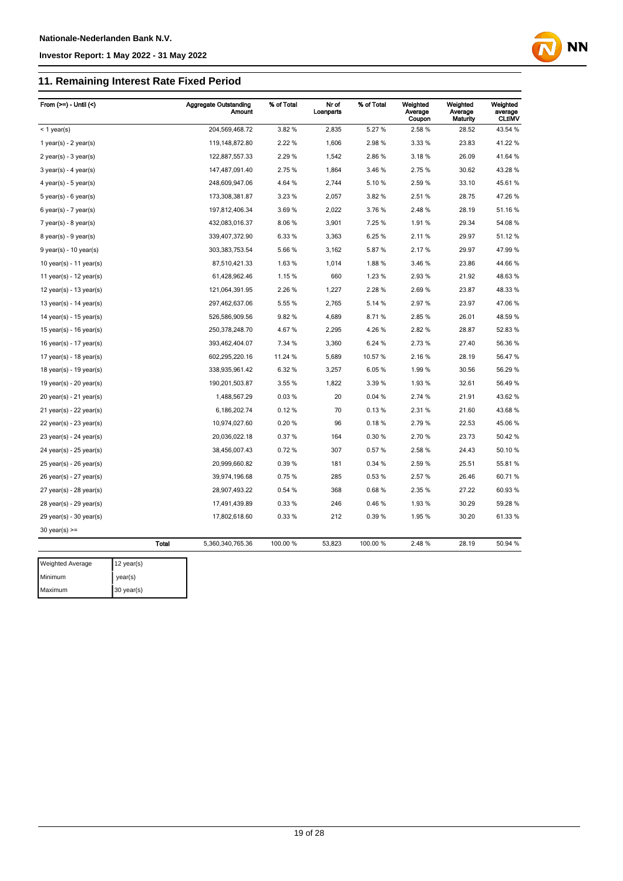## 11. Remaining Interest Rate Fixed Period

| From (>=) - Until (<) | Aggregate Outstanding Amount | % of Total | Nr of Loanparts | % of Total | Weighted Average Coupon | Weighted Average Maturity | Weighted average CLtIMV |
|---|---|---|---|---|---|---|---|
| < 1 year(s) | 204,569,468.72 | 3.82 % | 2,835 | 5.27 % | 2.58 % | 28.52 | 43.54 % |
| 1 year(s) - 2 year(s) | 119,148,872.80 | 2.22 % | 1,606 | 2.98 % | 3.33 % | 23.83 | 41.22 % |
| 2 year(s) - 3 year(s) | 122,887,557.33 | 2.29 % | 1,542 | 2.86 % | 3.18 % | 26.09 | 41.64 % |
| 3 year(s) - 4 year(s) | 147,487,091.40 | 2.75 % | 1,864 | 3.46 % | 2.75 % | 30.62 | 43.28 % |
| 4 year(s) - 5 year(s) | 248,609,947.06 | 4.64 % | 2,744 | 5.10 % | 2.59 % | 33.10 | 45.61 % |
| 5 year(s) - 6 year(s) | 173,308,381.87 | 3.23 % | 2,057 | 3.82 % | 2.51 % | 28.75 | 47.26 % |
| 6 year(s) - 7 year(s) | 197,812,406.34 | 3.69 % | 2,022 | 3.76 % | 2.48 % | 28.19 | 51.16 % |
| 7 year(s) - 8 year(s) | 432,083,016.37 | 8.06 % | 3,901 | 7.25 % | 1.91 % | 29.34 | 54.08 % |
| 8 year(s) - 9 year(s) | 339,407,372.90 | 6.33 % | 3,363 | 6.25 % | 2.11 % | 29.97 | 51.12 % |
| 9 year(s) - 10 year(s) | 303,383,753.54 | 5.66 % | 3,162 | 5.87 % | 2.17 % | 29.97 | 47.99 % |
| 10 year(s) - 11 year(s) | 87,510,421.33 | 1.63 % | 1,014 | 1.88 % | 3.46 % | 23.86 | 44.66 % |
| 11 year(s) - 12 year(s) | 61,428,962.46 | 1.15 % | 660 | 1.23 % | 2.93 % | 21.92 | 48.63 % |
| 12 year(s) - 13 year(s) | 121,064,391.95 | 2.26 % | 1,227 | 2.28 % | 2.69 % | 23.87 | 48.33 % |
| 13 year(s) - 14 year(s) | 297,462,637.06 | 5.55 % | 2,765 | 5.14 % | 2.97 % | 23.97 | 47.06 % |
| 14 year(s) - 15 year(s) | 526,586,909.56 | 9.82 % | 4,689 | 8.71 % | 2.85 % | 26.01 | 48.59 % |
| 15 year(s) - 16 year(s) | 250,378,248.70 | 4.67 % | 2,295 | 4.26 % | 2.82 % | 28.87 | 52.83 % |
| 16 year(s) - 17 year(s) | 393,462,404.07 | 7.34 % | 3,360 | 6.24 % | 2.73 % | 27.40 | 56.36 % |
| 17 year(s) - 18 year(s) | 602,295,220.16 | 11.24 % | 5,689 | 10.57 % | 2.16 % | 28.19 | 56.47 % |
| 18 year(s) - 19 year(s) | 338,935,961.42 | 6.32 % | 3,257 | 6.05 % | 1.99 % | 30.56 | 56.29 % |
| 19 year(s) - 20 year(s) | 190,201,503.87 | 3.55 % | 1,822 | 3.39 % | 1.93 % | 32.61 | 56.49 % |
| 20 year(s) - 21 year(s) | 1,488,567.29 | 0.03 % | 20 | 0.04 % | 2.74 % | 21.91 | 43.62 % |
| 21 year(s) - 22 year(s) | 6,186,202.74 | 0.12 % | 70 | 0.13 % | 2.31 % | 21.60 | 43.68 % |
| 22 year(s) - 23 year(s) | 10,974,027.60 | 0.20 % | 96 | 0.18 % | 2.79 % | 22.53 | 45.06 % |
| 23 year(s) - 24 year(s) | 20,036,022.18 | 0.37 % | 164 | 0.30 % | 2.70 % | 23.73 | 50.42 % |
| 24 year(s) - 25 year(s) | 38,456,007.43 | 0.72 % | 307 | 0.57 % | 2.58 % | 24.43 | 50.10 % |
| 25 year(s) - 26 year(s) | 20,999,660.82 | 0.39 % | 181 | 0.34 % | 2.59 % | 25.51 | 55.81 % |
| 26 year(s) - 27 year(s) | 39,974,196.68 | 0.75 % | 285 | 0.53 % | 2.57 % | 26.46 | 60.71 % |
| 27 year(s) - 28 year(s) | 28,907,493.22 | 0.54 % | 368 | 0.68 % | 2.35 % | 27.22 | 60.93 % |
| 28 year(s) - 29 year(s) | 17,491,439.89 | 0.33 % | 246 | 0.46 % | 1.93 % | 30.29 | 59.28 % |
| 29 year(s) - 30 year(s) | 17,802,618.60 | 0.33 % | 212 | 0.39 % | 1.95 % | 30.20 | 61.33 % |
| 30 year(s) >= | | | | | | | |
| **Total** | 5,360,340,765.36 | 100.00 % | 53,823 | 100.00 % | 2.48 % | 28.19 | 50.94 % |

| | |
|---|---|
| Weighted Average | 12 year(s) |
| Minimum | year(s) |
| Maximum | 30 year(s) |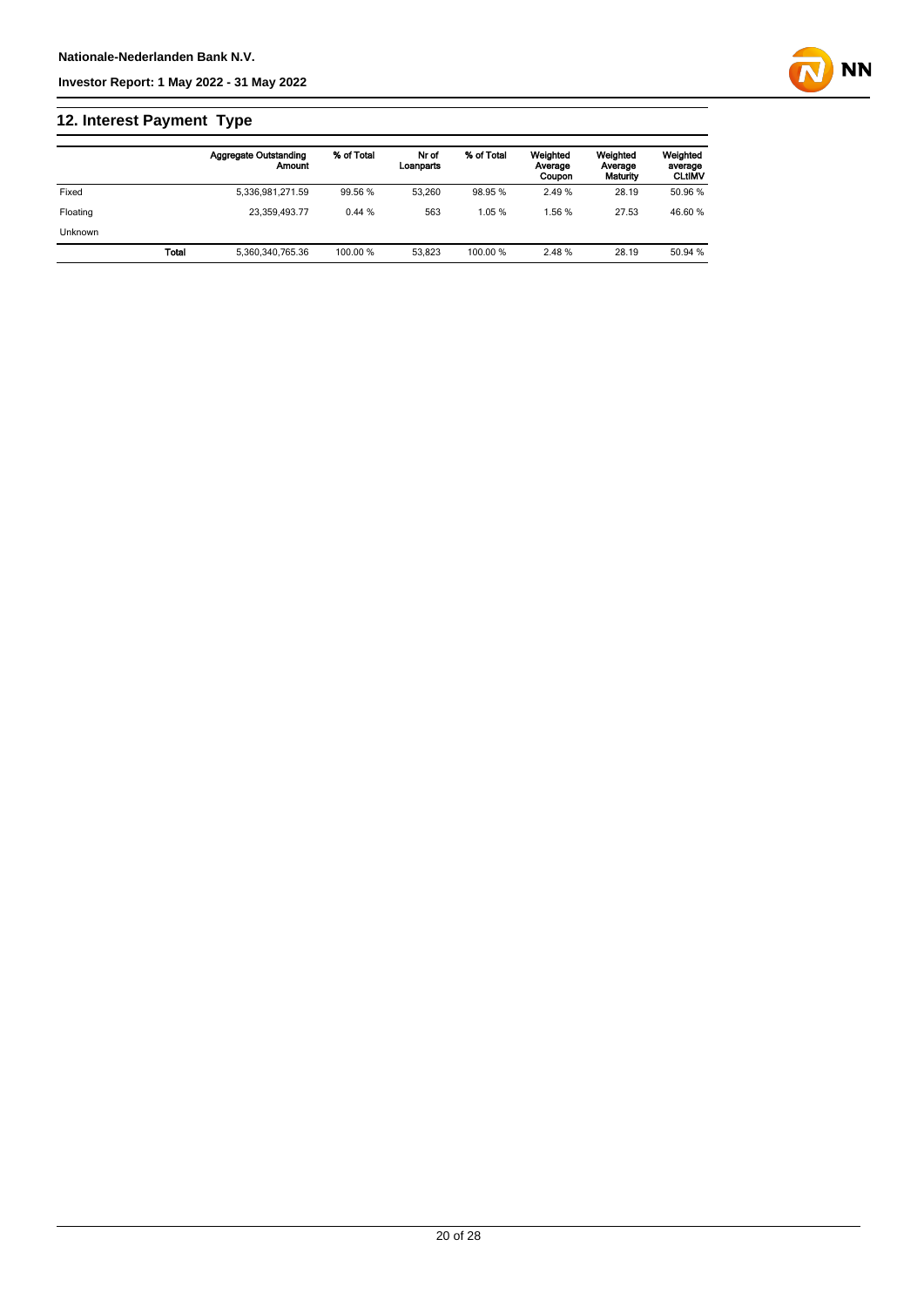## 12. Interest Payment Type

| | | Aggregate Outstanding Amount | % of Total | Nr of Loanparts | % of Total | Weighted Average Coupon | Weighted Average Maturity | Weighted average CLtIMV |
|---|---|---|---|---|---|---|---|---|
| Fixed | | 5,336,981,271.59 | 99.56 % | 53,260 | 98.95 % | 2.49 % | 28.19 | 50.96 % |
| Floating | | 23,359,493.77 | 0.44 % | 563 | 1.05 % | 1.56 % | 27.53 | 46.60 % |
| Unknown | | | | | | | | |
| | **Total** | 5,360,340,765.36 | 100.00 % | 53,823 | 100.00 % | 2.48 % | 28.19 | 50.94 % |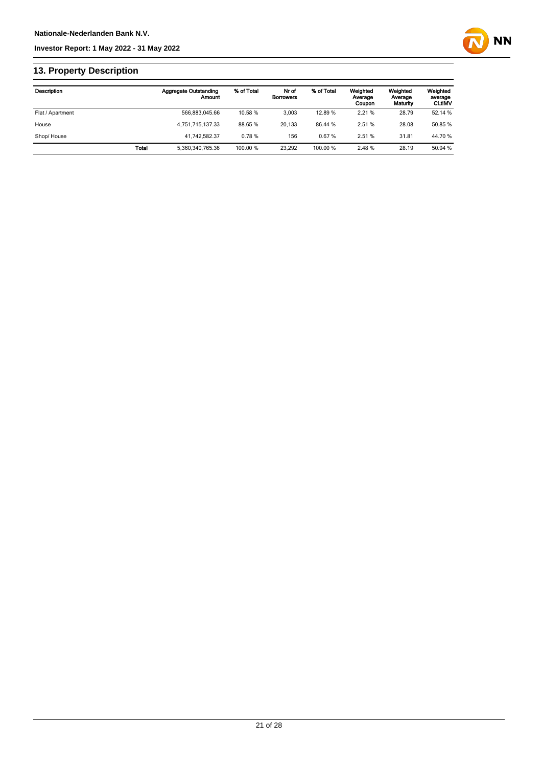## 13. Property Description

| Description | | Aggregate Outstanding Amount | % of Total | Nr of Borrowers | % of Total | Weighted Average Coupon | Weighted Average Maturity | Weighted average CLtIMV |
|---|---|---|---|---|---|---|---|---|
| Flat / Apartment | | 566,883,045.66 | 10.58 % | 3,003 | 12.89 % | 2.21 % | 28.79 | 52.14 % |
| House | | 4,751,715,137.33 | 88.65 % | 20,133 | 86.44 % | 2.51 % | 28.08 | 50.85 % |
| Shop/ House | | 41,742,582.37 | 0.78 % | 156 | 0.67 % | 2.51 % | 31.81 | 44.70 % |
| | **Total** | 5,360,340,765.36 | 100.00 % | 23,292 | 100.00 % | 2.48 % | 28.19 | 50.94 % |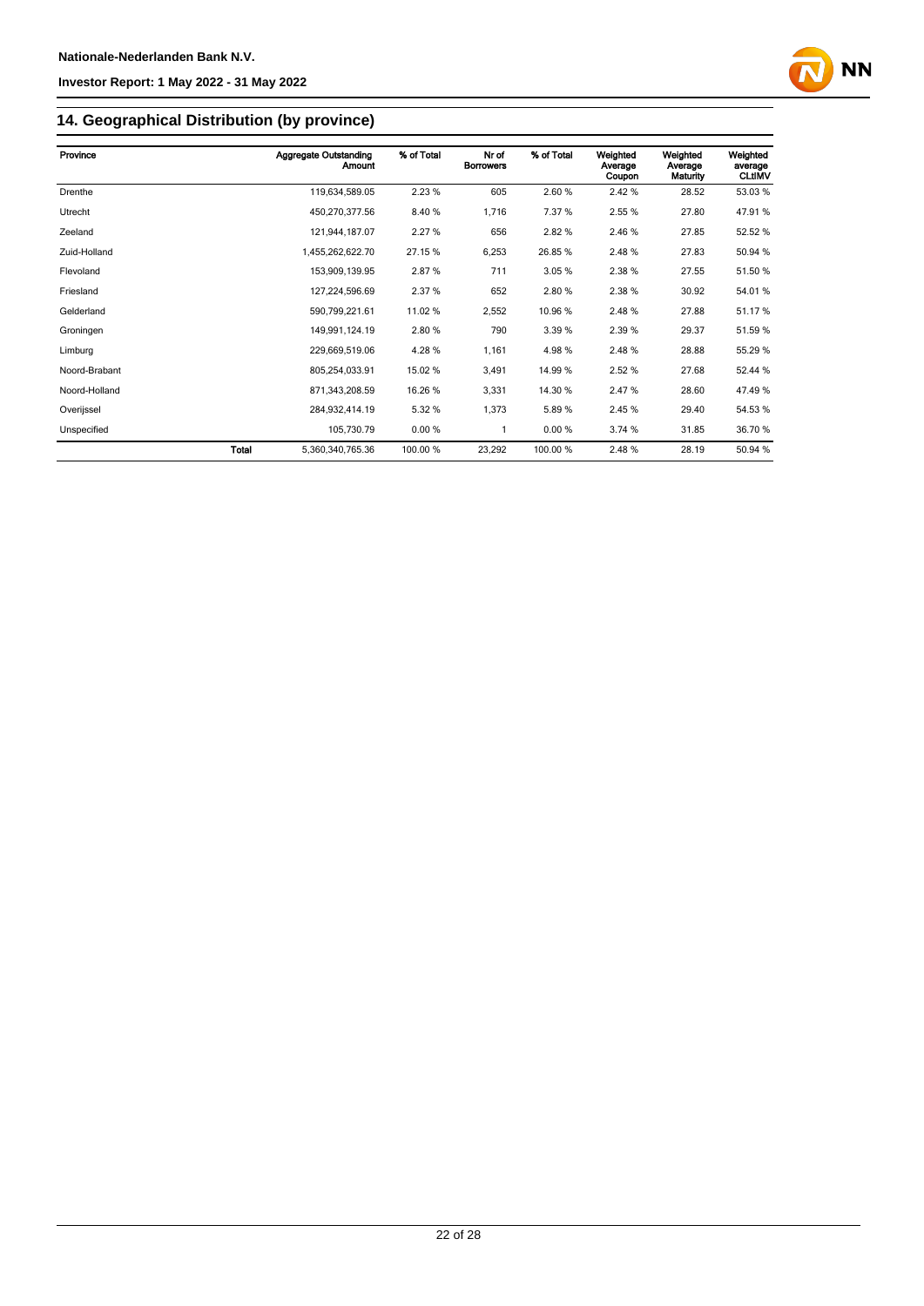## 14. Geographical Distribution (by province)

| Province | | Aggregate Outstanding Amount | % of Total | Nr of Borrowers | % of Total | Weighted Average Coupon | Weighted Average Maturity | Weighted average CLtIMV |
|---|---|---|---|---|---|---|---|---|
| Drenthe | | 119,634,589.05 | 2.23 % | 605 | 2.60 % | 2.42 % | 28.52 | 53.03 % |
| Utrecht | | 450,270,377.56 | 8.40 % | 1,716 | 7.37 % | 2.55 % | 27.80 | 47.91 % |
| Zeeland | | 121,944,187.07 | 2.27 % | 656 | 2.82 % | 2.46 % | 27.85 | 52.52 % |
| Zuid-Holland | | 1,455,262,622.70 | 27.15 % | 6,253 | 26.85 % | 2.48 % | 27.83 | 50.94 % |
| Flevoland | | 153,909,139.95 | 2.87 % | 711 | 3.05 % | 2.38 % | 27.55 | 51.50 % |
| Friesland | | 127,224,596.69 | 2.37 % | 652 | 2.80 % | 2.38 % | 30.92 | 54.01 % |
| Gelderland | | 590,799,221.61 | 11.02 % | 2,552 | 10.96 % | 2.48 % | 27.88 | 51.17 % |
| Groningen | | 149,991,124.19 | 2.80 % | 790 | 3.39 % | 2.39 % | 29.37 | 51.59 % |
| Limburg | | 229,669,519.06 | 4.28 % | 1,161 | 4.98 % | 2.48 % | 28.88 | 55.29 % |
| Noord-Brabant | | 805,254,033.91 | 15.02 % | 3,491 | 14.99 % | 2.52 % | 27.68 | 52.44 % |
| Noord-Holland | | 871,343,208.59 | 16.26 % | 3,331 | 14.30 % | 2.47 % | 28.60 | 47.49 % |
| Overijssel | | 284,932,414.19 | 5.32 % | 1,373 | 5.89 % | 2.45 % | 29.40 | 54.53 % |
| Unspecified | | 105,730.79 | 0.00 % | 1 | 0.00 % | 3.74 % | 31.85 | 36.70 % |
| | **Total** | 5,360,340,765.36 | 100.00 % | 23,292 | 100.00 % | 2.48 % | 28.19 | 50.94 % |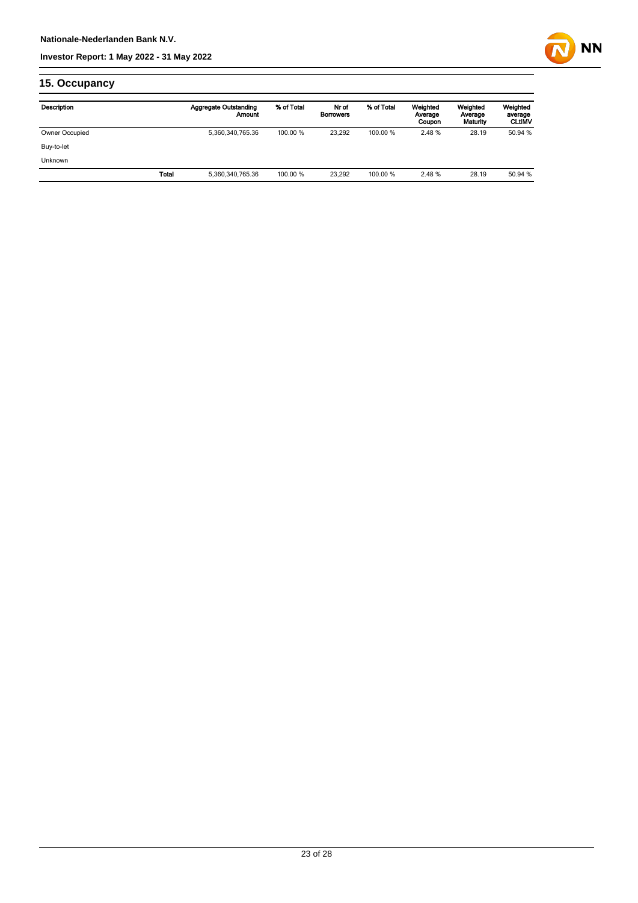## 15. Occupancy

| Description | | Aggregate Outstanding Amount | % of Total | Nr of Borrowers | % of Total | Weighted Average Coupon | Weighted Average Maturity | Weighted average CLtIMV |
|---|---|---|---|---|---|---|---|---|
| Owner Occupied | | 5,360,340,765.36 | 100.00 % | 23,292 | 100.00 % | 2.48 % | 28.19 | 50.94 % |
| Buy-to-let | | | | | | | | |
| Unknown | | | | | | | | |
| | Total | 5,360,340,765.36 | 100.00 % | 23,292 | 100.00 % | 2.48 % | 28.19 | 50.94 % |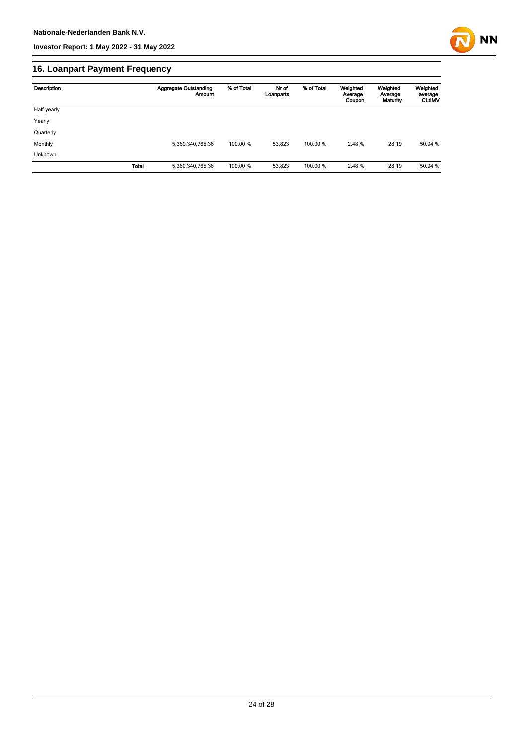## 16. Loanpart Payment Frequency

| Description | | Aggregate Outstanding Amount | % of Total | Nr of Loanparts | % of Total | Weighted Average Coupon | Weighted Average Maturity | Weighted average CLtIMV |
|---|---|---|---|---|---|---|---|---|
| Half-yearly | | | | | | | | |
| Yearly | | | | | | | | |
| Quarterly | | | | | | | | |
| Monthly | | 5,360,340,765.36 | 100.00 % | 53,823 | 100.00 % | 2.48 % | 28.19 | 50.94 % |
| Unknown | | | | | | | | |
| | **Total** | 5,360,340,765.36 | 100.00 % | 53,823 | 100.00 % | 2.48 % | 28.19 | 50.94 % |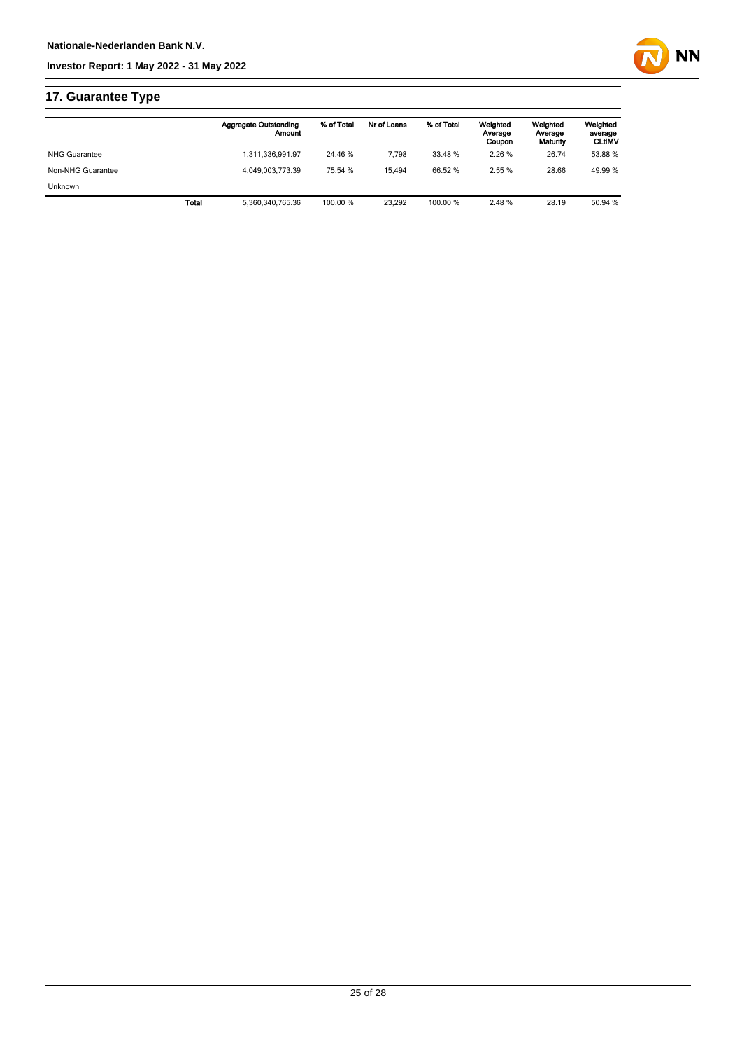## 17. Guarantee Type

| | Aggregate Outstanding Amount | % of Total | Nr of Loans | % of Total | Weighted Average Coupon | Weighted Average Maturity | Weighted average CLtIMV |
|---|---|---|---|---|---|---|---|
| NHG Guarantee | 1,311,336,991.97 | 24.46 % | 7,798 | 33.48 % | 2.26 % | 26.74 | 53.88 % |
| Non-NHG Guarantee | 4,049,003,773.39 | 75.54 % | 15,494 | 66.52 % | 2.55 % | 28.66 | 49.99 % |
| Unknown | | | | | | | |
| **Total** | 5,360,340,765.36 | 100.00 % | 23,292 | 100.00 % | 2.48 % | 28.19 | 50.94 % |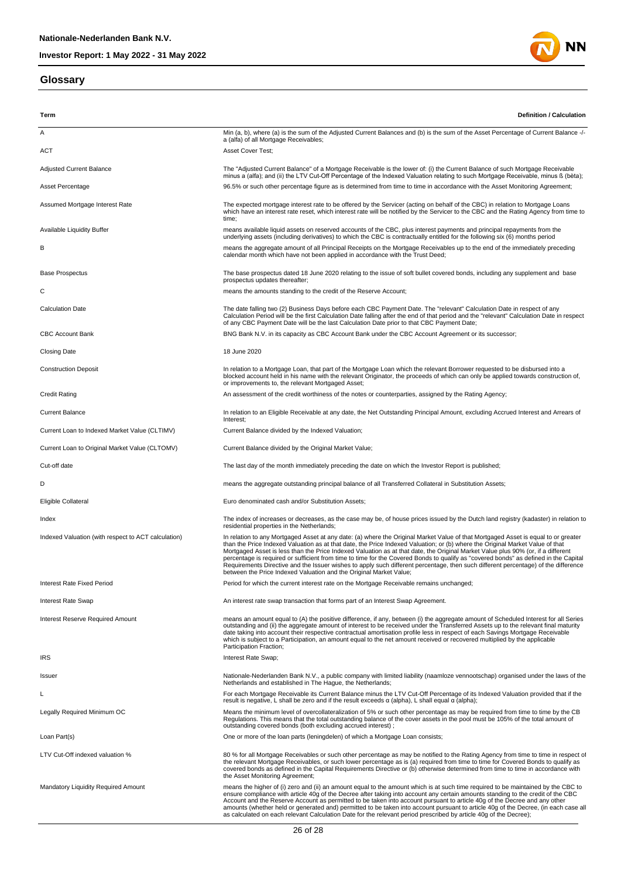## Glossary

| Term | Definition / Calculation |
| --- | --- |
| A | Min (a, b), where (a) is the sum of the Adjusted Current Balances and (b) is the sum of the Asset Percentage of Current Balance -/- a (alfa) of all Mortgage Receivables; |
| ACT | Asset Cover Test; |
| Adjusted Current Balance | The "Adjusted Current Balance" of a Mortgage Receivable is the lower of: (i) the Current Balance of such Mortgage Receivable minus a (alfa); and (ii) the LTV Cut-Off Percentage of the Indexed Valuation relating to such Mortgage Receivable, minus ß (bèta); |
| Asset Percentage | 96.5% or such other percentage figure as is determined from time to time in accordance with the Asset Monitoring Agreement; |
| Assumed Mortgage Interest Rate | The expected mortgage interest rate to be offered by the Servicer (acting on behalf of the CBC) in relation to Mortgage Loans which have an interest rate reset, which interest rate will be notified by the Servicer to the CBC and the Rating Agency from time to time; |
| Available Liquidity Buffer | means available liquid assets on reserved accounts of the CBC, plus interest payments and principal repayments from the underlying assets (including derivatives) to which the CBC is contractually entitled for the following six (6) months period |
| B | means the aggregate amount of all Principal Receipts on the Mortgage Receivables up to the end of the immediately preceding calendar month which have not been applied in accordance with the Trust Deed; |
| Base Prospectus | The base prospectus dated 18 June 2020 relating to the issue of soft bullet covered bonds, including any supplement and base prospectus updates thereafter; |
| C | means the amounts standing to the credit of the Reserve Account; |
| Calculation Date | The date falling two (2) Business Days before each CBC Payment Date. The "relevant" Calculation Date in respect of any Calculation Period will be the first Calculation Date falling after the end of that period and the "relevant" Calculation Date in respect of any CBC Payment Date will be the last Calculation Date prior to that CBC Payment Date; |
| CBC Account Bank | BNG Bank N.V. in its capacity as CBC Account Bank under the CBC Account Agreement or its successor; |
| Closing Date | 18 June 2020 |
| Construction Deposit | In relation to a Mortgage Loan, that part of the Mortgage Loan which the relevant Borrower requested to be disbursed into a blocked account held in his name with the relevant Originator, the proceeds of which can only be applied towards construction of, or improvements to, the relevant Mortgaged Asset; |
| Credit Rating | An assessment of the credit worthiness of the notes or counterparties, assigned by the Rating Agency; |
| Current Balance | In relation to an Eligible Receivable at any date, the Net Outstanding Principal Amount, excluding Accrued Interest and Arrears of Interest; |
| Current Loan to Indexed Market Value (CLTIMV) | Current Balance divided by the Indexed Valuation; |
| Current Loan to Original Market Value (CLTOMV) | Current Balance divided by the Original Market Value; |
| Cut-off date | The last day of the month immediately preceding the date on which the Investor Report is published; |
| D | means the aggregate outstanding principal balance of all Transferred Collateral in Substitution Assets; |
| Eligible Collateral | Euro denominated cash and/or Substitution Assets; |
| Index | The index of increases or decreases, as the case may be, of house prices issued by the Dutch land registry (kadaster) in relation to residential properties in the Netherlands; |
| Indexed Valuation (with respect to ACT calculation) | In relation to any Mortgaged Asset at any date: (a) where the Original Market Value of that Mortgaged Asset is equal to or greater than the Price Indexed Valuation as at that date, the Price Indexed Valuation; or (b) where the Original Market Value of that Mortgaged Asset is less than the Price Indexed Valuation as at that date, the Original Market Value plus 90% (or, if a different percentage is required or sufficient from time to time for the Covered Bonds to qualify as "covered bonds" as defined in the Capital Requirements Directive and the Issuer wishes to apply such different percentage, then such different percentage) of the difference between the Price Indexed Valuation and the Original Market Value; |
| Interest Rate Fixed Period | Period for which the current interest rate on the Mortgage Receivable remains unchanged; |
| Interest Rate Swap | An interest rate swap transaction that forms part of an Interest Swap Agreement. |
| Interest Reserve Required Amount | means an amount equal to (A) the positive difference, if any, between (i) the aggregate amount of Scheduled Interest for all Series outstanding and (ii) the aggregate amount of interest to be received under the Transferred Assets up to the relevant final maturity date taking into account their respective contractual amortisation profile less in respect of each Savings Mortgage Receivable which is subject to a Participation, an amount equal to the net amount received or recovered multiplied by the applicable Participation Fraction; |
| IRS | Interest Rate Swap; |
| Issuer | Nationale-Nederlanden Bank N.V., a public company with limited liability (naamloze vennootschap) organised under the laws of the Netherlands and established in The Hague, the Netherlands; |
| L | For each Mortgage Receivable its Current Balance minus the LTV Cut-Off Percentage of its Indexed Valuation provided that if the result is negative, L shall be zero and if the result exceeds α (alpha), L shall equal α (alpha); |
| Legally Required Minimum OC | Means the minimum level of overcollateralization of 5% or such other percentage as may be required from time to time by the CB Regulations. This means that the total outstanding balance of the cover assets in the pool must be 105% of the total amount of outstanding covered bonds (both excluding accrued interest) ; |
| Loan Part(s) | One or more of the loan parts (leningdelen) of which a Mortgage Loan consists; |
| LTV Cut-Off indexed valuation % | 80 % for all Mortgage Receivables or such other percentage as may be notified to the Rating Agency from time to time in respect of the relevant Mortgage Receivables, or such lower percentage as is (a) required from time to time for Covered Bonds to qualify as covered bonds as defined in the Capital Requirements Directive or (b) otherwise determined from time to time in accordance with the Asset Monitoring Agreement; |
| Mandatory Liquidity Required Amount | means the higher of (i) zero and (ii) an amount equal to the amount which is at such time required to be maintained by the CBC to ensure compliance with article 40g of the Decree after taking into account any certain amounts standing to the credit of the CBC Account and the Reserve Account as permitted to be taken into account pursuant to article 40g of the Decree and any other amounts (whether held or generated and) permitted to be taken into account pursuant to article 40g of the Decree, (in each case all as calculated on each relevant Calculation Date for the relevant period prescribed by article 40g of the Decree); |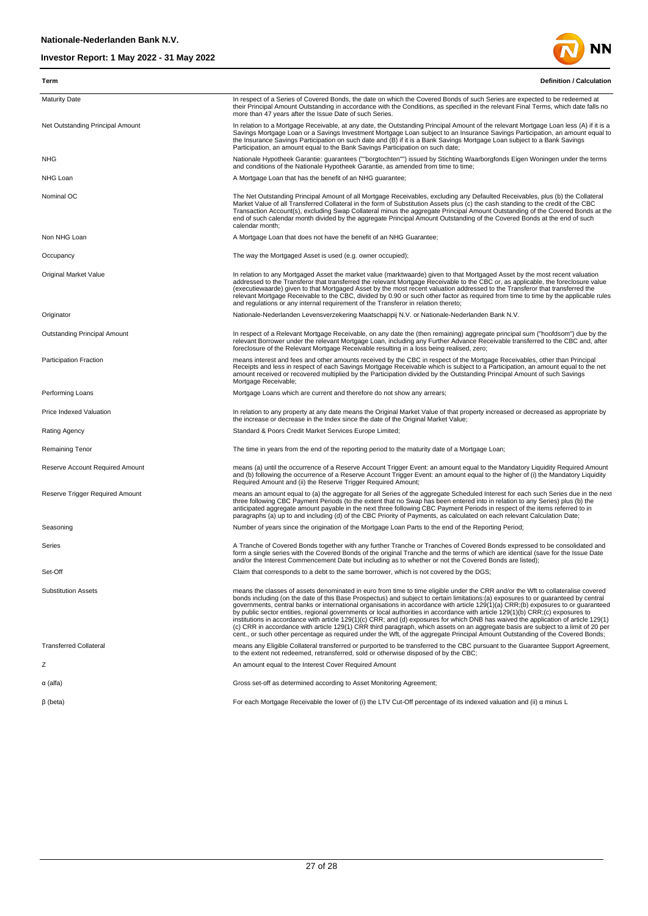| Term | Definition / Calculation |
|---|---|
| Maturity Date | In respect of a Series of Covered Bonds, the date on which the Covered Bonds of such Series are expected to be redeemed at their Principal Amount Outstanding in accordance with the Conditions, as specified in the relevant Final Terms, which date falls no more than 47 years after the Issue Date of such Series. |
| Net Outstanding Principal Amount | In relation to a Mortgage Receivable, at any date, the Outstanding Principal Amount of the relevant Mortgage Loan less (A) if it is a Savings Mortgage Loan or a Savings Investment Mortgage Loan subject to an Insurance Savings Participation, an amount equal to the Insurance Savings Participation on such date and (B) if it is a Bank Savings Mortgage Loan subject to a Bank Savings Participation, an amount equal to the Bank Savings Participation on such date; |
| NHG | Nationale Hypotheek Garantie: guarantees (""borgtochten"") issued by Stichting Waarborgfonds Eigen Woningen under the terms and conditions of the Nationale Hypotheek Garantie, as amended from time to time; |
| NHG Loan | A Mortgage Loan that has the benefit of an NHG guarantee; |
| Nominal OC | The Net Outstanding Principal Amount of all Mortgage Receivables, excluding any Defaulted Receivables, plus (b) the Collateral Market Value of all Transferred Collateral in the form of Substitution Assets plus (c) the cash standing to the credit of the CBC Transaction Account(s), excluding Swap Collateral minus the aggregate Principal Amount Outstanding of the Covered Bonds at the end of such calendar month divided by the aggregate Principal Amount Outstanding of the Covered Bonds at the end of such calendar month; |
| Non NHG Loan | A Mortgage Loan that does not have the benefit of an NHG Guarantee; |
| Occupancy | The way the Mortgaged Asset is used (e.g. owner occupied); |
| Original Market Value | In relation to any Mortgaged Asset the market value (marktwaarde) given to that Mortgaged Asset by the most recent valuation addressed to the Transferor that transferred the relevant Mortgage Receivable to the CBC or, as applicable, the foreclosure value (executiewaarde) given to that Mortgaged Asset by the most recent valuation addressed to the Transferor that transferred the relevant Mortgage Receivable to the CBC, divided by 0.90 or such other factor as required from time to time by the applicable rules and regulations or any internal requirement of the Transferor in relation thereto; |
| Originator | Nationale-Nederlanden Levensverzekering Maatschappij N.V. or Nationale-Nederlanden Bank N.V. |
| Outstanding Principal Amount | In respect of a Relevant Mortgage Receivable, on any date the (then remaining) aggregate principal sum ("hoofdsom") due by the relevant Borrower under the relevant Mortgage Loan, including any Further Advance Receivable transferred to the CBC and, after foreclosure of the Relevant Mortgage Receivable resulting in a loss being realised, zero; |
| Participation Fraction | means interest and fees and other amounts received by the CBC in respect of the Mortgage Receivables, other than Principal Receipts and less in respect of each Savings Mortgage Receivable which is subject to a Participation, an amount equal to the net amount received or recovered multiplied by the Participation divided by the Outstanding Principal Amount of such Savings Mortgage Receivable; |
| Performing Loans | Mortgage Loans which are current and therefore do not show any arrears; |
| Price Indexed Valuation | In relation to any property at any date means the Original Market Value of that property increased or decreased as appropriate by the increase or decrease in the Index since the date of the Original Market Value; |
| Rating Agency | Standard & Poors Credit Market Services Europe Limited; |
| Remaining Tenor | The time in years from the end of the reporting period to the maturity date of a Mortgage Loan; |
| Reserve Account Required Amount | means (a) until the occurrence of a Reserve Account Trigger Event: an amount equal to the Mandatory Liquidity Required Amount and (b) following the occurrence of a Reserve Account Trigger Event: an amount equal to the higher of (i) the Mandatory Liquidity Required Amount and (ii) the Reserve Trigger Required Amount; |
| Reserve Trigger Required Amount | means an amount equal to (a) the aggregate for all Series of the aggregate Scheduled Interest for each such Series due in the next three following CBC Payment Periods (to the extent that no Swap has been entered into in relation to any Series) plus (b) the anticipated aggregate amount payable in the next three following CBC Payment Periods in respect of the items referred to in paragraphs (a) up to and including (d) of the CBC Priority of Payments, as calculated on each relevant Calculation Date; |
| Seasoning | Number of years since the origination of the Mortgage Loan Parts to the end of the Reporting Period; |
| Series | A Tranche of Covered Bonds together with any further Tranche or Tranches of Covered Bonds expressed to be consolidated and form a single series with the Covered Bonds of the original Tranche and the terms of which are identical (save for the Issue Date and/or the Interest Commencement Date but including as to whether or not the Covered Bonds are listed); |
| Set-Off | Claim that corresponds to a debt to the same borrower, which is not covered by the DGS; |
| Substitution Assets | means the classes of assets denominated in euro from time to time eligible under the CRR and/or the Wft to collateralise covered bonds including (on the date of this Base Prospectus) and subject to certain limitations:(a) exposures to or guaranteed by central governments, central banks or international organisations in accordance with article 129(1)(a) CRR;(b) exposures to or guaranteed by public sector entities, regional governments or local authorities in accordance with article 129(1)(b) CRR;(c) exposures to institutions in accordance with article 129(1)(c) CRR; and (d) exposures for which DNB has waived the application of article 129(1)(c) CRR in accordance with article 129(1) CRR third paragraph, which assets on an aggregate basis are subject to a limit of 20 per cent., or such other percentage as required under the Wft, of the aggregate Principal Amount Outstanding of the Covered Bonds; |
| Transferred Collateral | means any Eligible Collateral transferred or purported to be transferred to the CBC pursuant to the Guarantee Support Agreement, to the extent not redeemed, retransferred, sold or otherwise disposed of by the CBC; |
| Z | An amount equal to the Interest Cover Required Amount |
| α (alfa) | Gross set-off as determined according to Asset Monitoring Agreement; |
| β (beta) | For each Mortgage Receivable the lower of (i) the LTV Cut-Off percentage of its indexed valuation and (ii) α minus L |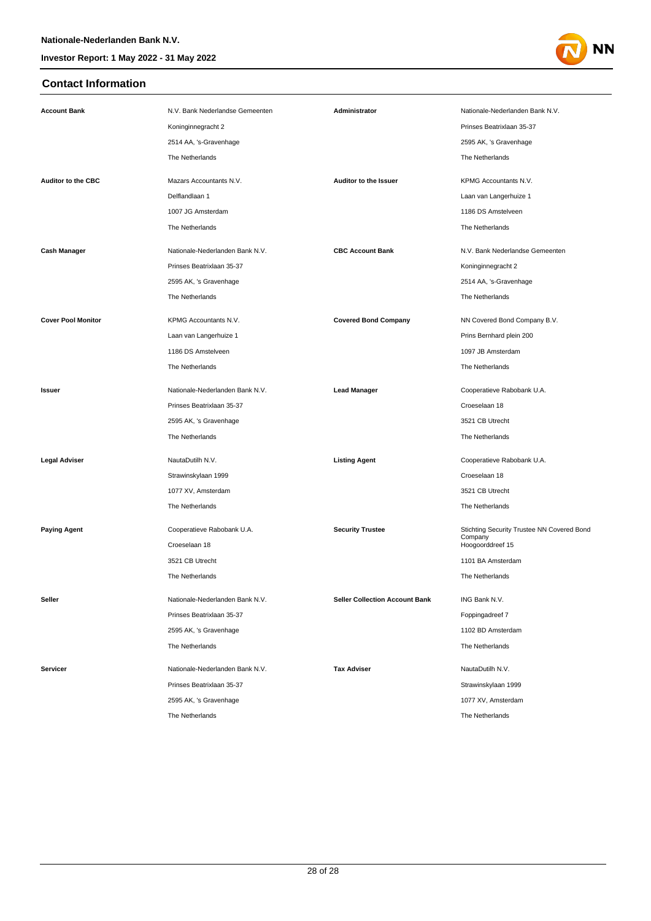## Contact Information

| | | | |
|---|---|---|---|
| **Account Bank** | N.V. Bank Nederlandse Gemeenten<br>Koninginnegracht 2<br>2514 AA, 's-Gravenhage<br>The Netherlands | **Administrator** | Nationale-Nederlanden Bank N.V.<br>Prinses Beatrixlaan 35-37<br>2595 AK, 's Gravenhage<br>The Netherlands |
| **Auditor to the CBC** | Mazars Accountants N.V.<br>Delflandlaan 1<br>1007 JG Amsterdam<br>The Netherlands | **Auditor to the Issuer** | KPMG Accountants N.V.<br>Laan van Langerhuize 1<br>1186 DS Amstelveen<br>The Netherlands |
| **Cash Manager** | Nationale-Nederlanden Bank N.V.<br>Prinses Beatrixlaan 35-37<br>2595 AK, 's Gravenhage<br>The Netherlands | **CBC Account Bank** | N.V. Bank Nederlandse Gemeenten<br>Koninginnegracht 2<br>2514 AA, 's-Gravenhage<br>The Netherlands |
| **Cover Pool Monitor** | KPMG Accountants N.V.<br>Laan van Langerhuize 1<br>1186 DS Amstelveen<br>The Netherlands | **Covered Bond Company** | NN Covered Bond Company B.V.<br>Prins Bernhard plein 200<br>1097 JB Amsterdam<br>The Netherlands |
| **Issuer** | Nationale-Nederlanden Bank N.V.<br>Prinses Beatrixlaan 35-37<br>2595 AK, 's Gravenhage<br>The Netherlands | **Lead Manager** | Cooperatieve Rabobank U.A.<br>Croeselaan 18<br>3521 CB Utrecht<br>The Netherlands |
| **Legal Adviser** | NautaDutilh N.V.<br>Strawinskylaan 1999<br>1077 XV, Amsterdam<br>The Netherlands | **Listing Agent** | Cooperatieve Rabobank U.A.<br>Croeselaan 18<br>3521 CB Utrecht<br>The Netherlands |
| **Paying Agent** | Cooperatieve Rabobank U.A.<br>Croeselaan 18<br>3521 CB Utrecht<br>The Netherlands | **Security Trustee** | Stichting Security Trustee NN Covered Bond Company<br>Hoogoorddreef 15<br>1101 BA Amsterdam<br>The Netherlands |
| **Seller** | Nationale-Nederlanden Bank N.V.<br>Prinses Beatrixlaan 35-37<br>2595 AK, 's Gravenhage<br>The Netherlands | **Seller Collection Account Bank** | ING Bank N.V.<br>Foppingadreef 7<br>1102 BD Amsterdam<br>The Netherlands |
| **Servicer** | Nationale-Nederlanden Bank N.V.<br>Prinses Beatrixlaan 35-37<br>2595 AK, 's Gravenhage<br>The Netherlands | **Tax Adviser** | NautaDutilh N.V.<br>Strawinskylaan 1999<br>1077 XV, Amsterdam<br>The Netherlands |